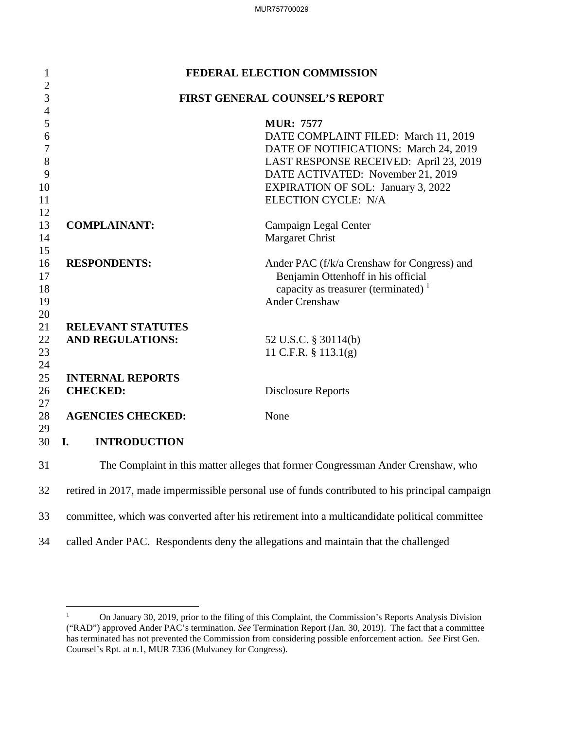# FEDERAL ELECTION COMMISSION

## FIRST GENERAL COUNSEL'S REPORT

**MUR: 7577**
DATE COMPLAINT FILED: March 11, 2019
DATE OF NOTIFICATIONS: March 24, 2019
LAST RESPONSE RECEIVED: April 23, 2019
DATE ACTIVATED: November 21, 2019
EXPIRATION OF SOL: January 3, 2022
ELECTION CYCLE: N/A

**COMPLAINANT:** Campaign Legal Center
Margaret Christ

**RESPONDENTS:** Ander PAC (f/k/a Crenshaw for Congress) and Benjamin Ottenhoff in his official capacity as treasurer (terminated)[1]
Ander Crenshaw

**RELEVANT STATUTES AND REGULATIONS:** 52 U.S.C. § 30114(b)
11 C.F.R. § 113.1(g)

**INTERNAL REPORTS CHECKED:** Disclosure Reports

**AGENCIES CHECKED:** None

## I. INTRODUCTION

The Complaint in this matter alleges that former Congressman Ander Crenshaw, who retired in 2017, made impermissible personal use of funds contributed to his principal campaign committee, which was converted after his retirement into a multicandidate political committee called Ander PAC. Respondents deny the allegations and maintain that the challenged

---

[1] On January 30, 2019, prior to the filing of this Complaint, the Commission's Reports Analysis Division ("RAD") approved Ander PAC's termination. *See* Termination Report (Jan. 30, 2019). The fact that a committee has terminated has not prevented the Commission from considering possible enforcement action. *See* First Gen. Counsel's Rpt. at n.1, MUR 7336 (Mulvaney for Congress).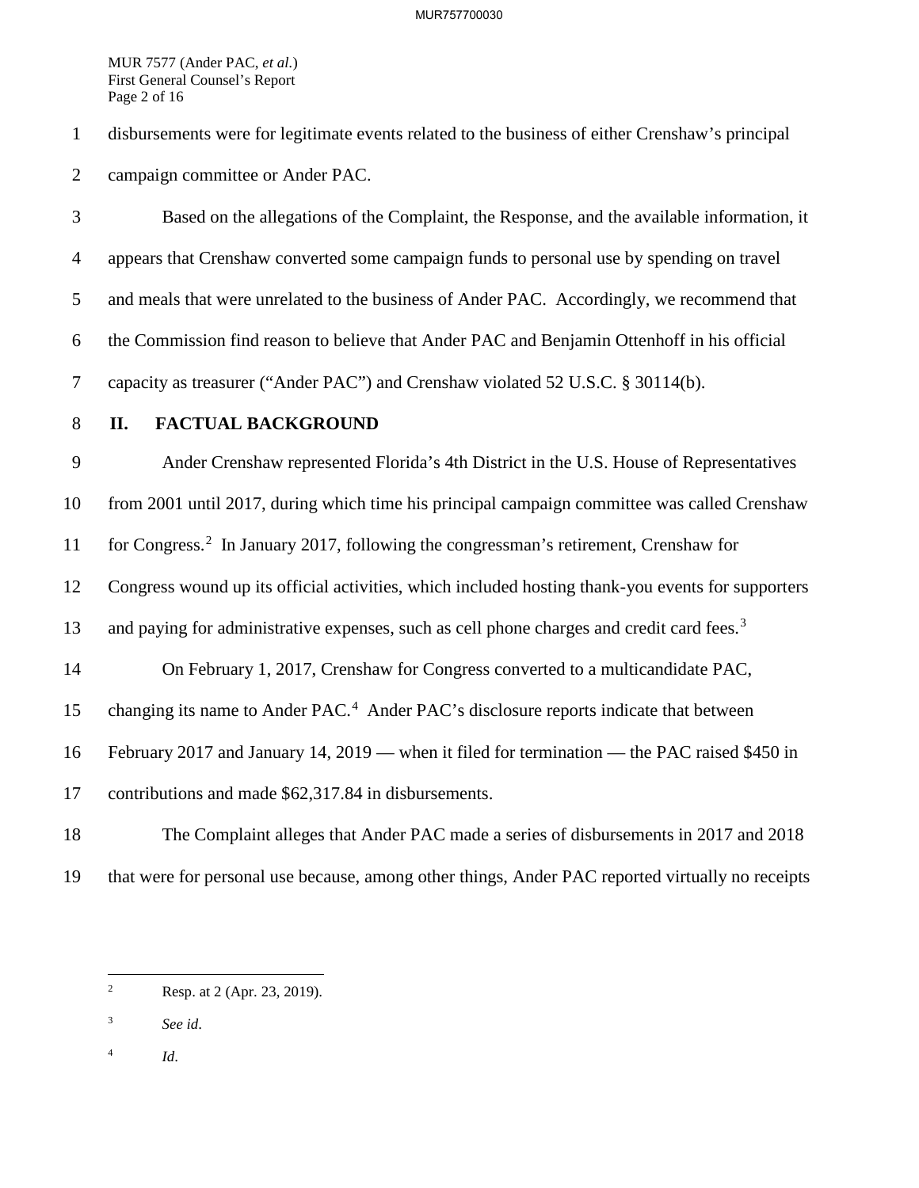disbursements were for legitimate events related to the business of either Crenshaw's principal campaign committee or Ander PAC.

Based on the allegations of the Complaint, the Response, and the available information, it appears that Crenshaw converted some campaign funds to personal use by spending on travel and meals that were unrelated to the business of Ander PAC. Accordingly, we recommend that the Commission find reason to believe that Ander PAC and Benjamin Ottenhoff in his official capacity as treasurer ("Ander PAC") and Crenshaw violated 52 U.S.C. § 30114(b).

## II. FACTUAL BACKGROUND

Ander Crenshaw represented Florida's 4th District in the U.S. House of Representatives from 2001 until 2017, during which time his principal campaign committee was called Crenshaw for Congress.[2] In January 2017, following the congressman's retirement, Crenshaw for Congress wound up its official activities, which included hosting thank-you events for supporters and paying for administrative expenses, such as cell phone charges and credit card fees.[3]

On February 1, 2017, Crenshaw for Congress converted to a multicandidate PAC, changing its name to Ander PAC.[4] Ander PAC's disclosure reports indicate that between February 2017 and January 14, 2019 — when it filed for termination — the PAC raised $450 in contributions and made $62,317.84 in disbursements.

The Complaint alleges that Ander PAC made a series of disbursements in 2017 and 2018 that were for personal use because, among other things, Ander PAC reported virtually no receipts

---

[2] Resp. at 2 (Apr. 23, 2019).

[3] *See id*.

[4] *Id*.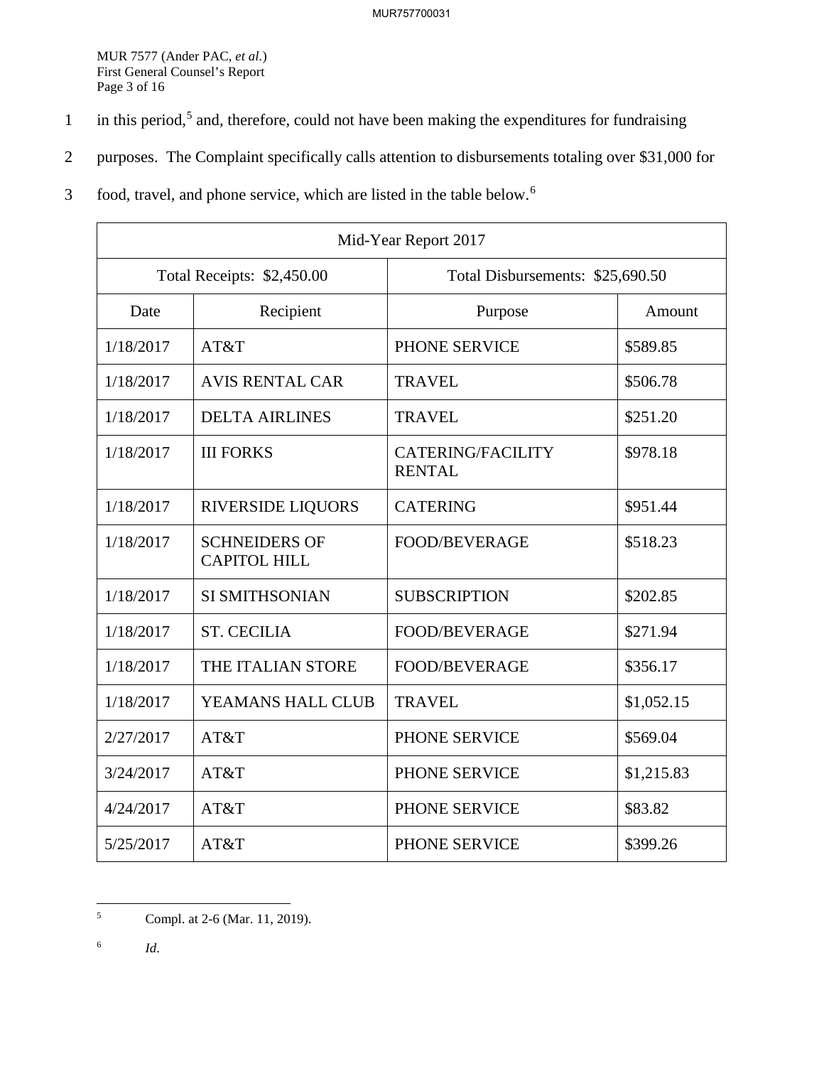in this period,[5] and, therefore, could not have been making the expenditures for fundraising purposes. The Complaint specifically calls attention to disbursements totaling over $31,000 for food, travel, and phone service, which are listed in the table below.[6]

| Mid-Year Report 2017 | | | |
|---|---|---|---|
| Total Receipts: $2,450.00 | | Total Disbursements: $25,690.50 | |
| Date | Recipient | Purpose | Amount |
| 1/18/2017 | AT&T | PHONE SERVICE | $589.85 |
| 1/18/2017 | AVIS RENTAL CAR | TRAVEL | $506.78 |
| 1/18/2017 | DELTA AIRLINES | TRAVEL | $251.20 |
| 1/18/2017 | III FORKS | CATERING/FACILITY RENTAL | $978.18 |
| 1/18/2017 | RIVERSIDE LIQUORS | CATERING | $951.44 |
| 1/18/2017 | SCHNEIDERS OF CAPITOL HILL | FOOD/BEVERAGE | $518.23 |
| 1/18/2017 | SI SMITHSONIAN | SUBSCRIPTION | $202.85 |
| 1/18/2017 | ST. CECILIA | FOOD/BEVERAGE | $271.94 |
| 1/18/2017 | THE ITALIAN STORE | FOOD/BEVERAGE | $356.17 |
| 1/18/2017 | YEAMANS HALL CLUB | TRAVEL | $1,052.15 |
| 2/27/2017 | AT&T | PHONE SERVICE | $569.04 |
| 3/24/2017 | AT&T | PHONE SERVICE | $1,215.83 |
| 4/24/2017 | AT&T | PHONE SERVICE | $83.82 |
| 5/25/2017 | AT&T | PHONE SERVICE | $399.26 |

[5] Compl. at 2-6 (Mar. 11, 2019).

[6] *Id*.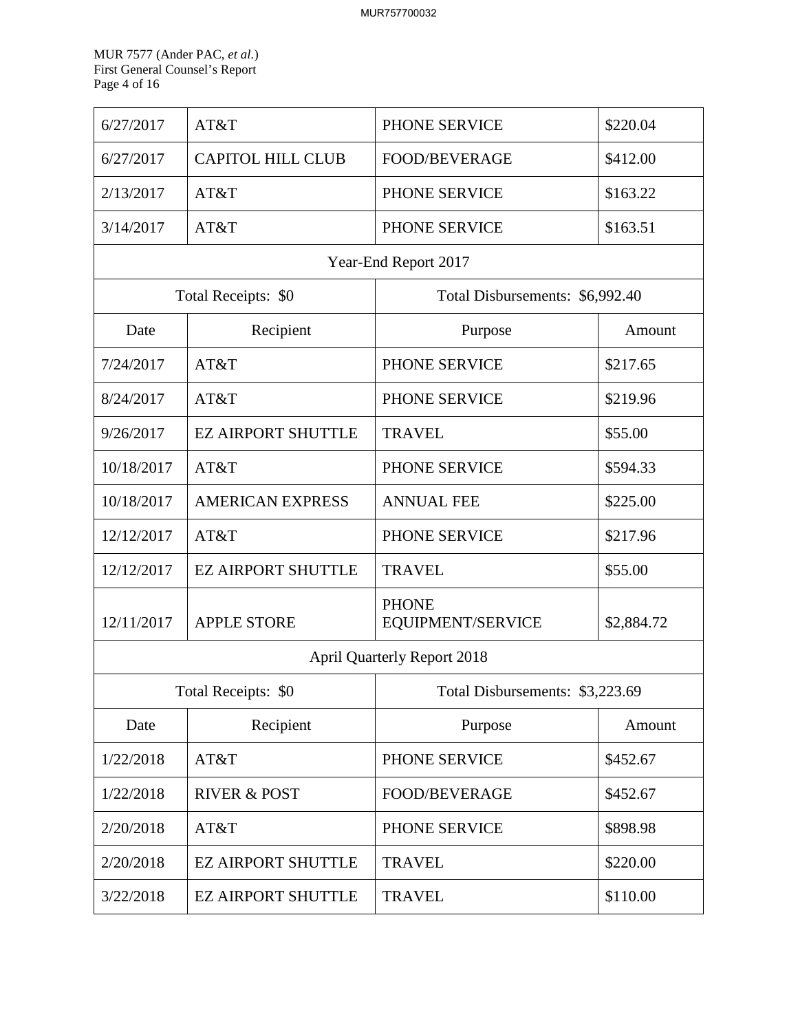| | | | |
|---|---|---|---|
| 6/27/2017 | AT&T | PHONE SERVICE | $220.04 |
| 6/27/2017 | CAPITOL HILL CLUB | FOOD/BEVERAGE | $412.00 |
| 2/13/2017 | AT&T | PHONE SERVICE | $163.22 |
| 3/14/2017 | AT&T | PHONE SERVICE | $163.51 |
| Year-End Report 2017 | | | |
| Total Receipts: $0 | | Total Disbursements: $6,992.40 | |
| Date | Recipient | Purpose | Amount |
| 7/24/2017 | AT&T | PHONE SERVICE | $217.65 |
| 8/24/2017 | AT&T | PHONE SERVICE | $219.96 |
| 9/26/2017 | EZ AIRPORT SHUTTLE | TRAVEL | $55.00 |
| 10/18/2017 | AT&T | PHONE SERVICE | $594.33 |
| 10/18/2017 | AMERICAN EXPRESS | ANNUAL FEE | $225.00 |
| 12/12/2017 | AT&T | PHONE SERVICE | $217.96 |
| 12/12/2017 | EZ AIRPORT SHUTTLE | TRAVEL | $55.00 |
| 12/11/2017 | APPLE STORE | PHONE EQUIPMENT/SERVICE | $2,884.72 |
| April Quarterly Report 2018 | | | |
| Total Receipts: $0 | | Total Disbursements: $3,223.69 | |
| Date | Recipient | Purpose | Amount |
| 1/22/2018 | AT&T | PHONE SERVICE | $452.67 |
| 1/22/2018 | RIVER & POST | FOOD/BEVERAGE | $452.67 |
| 2/20/2018 | AT&T | PHONE SERVICE | $898.98 |
| 2/20/2018 | EZ AIRPORT SHUTTLE | TRAVEL | $220.00 |
| 3/22/2018 | EZ AIRPORT SHUTTLE | TRAVEL | $110.00 |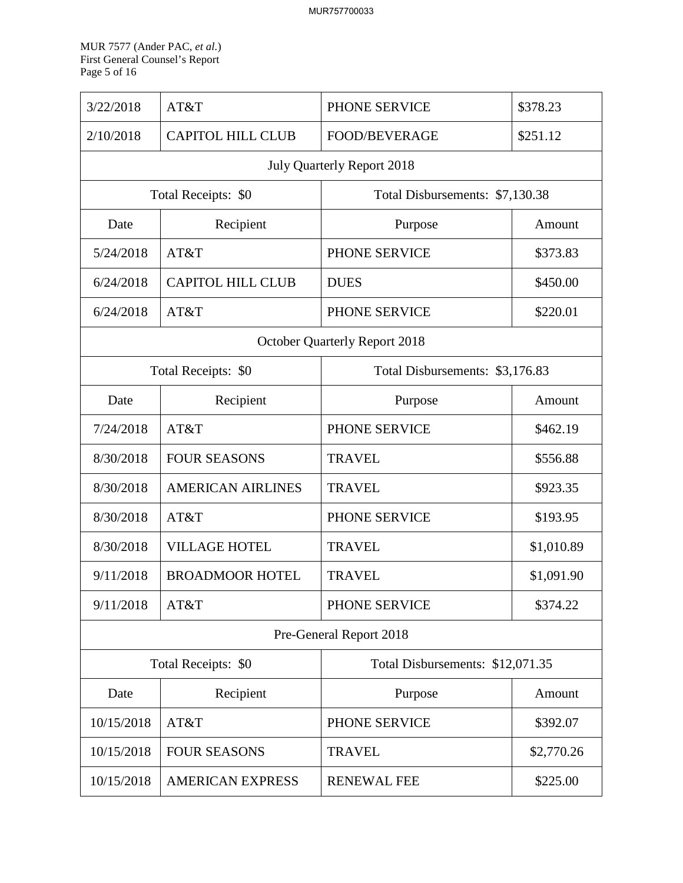| | | | |
|---|---|---|---|
| 3/22/2018 | AT&T | PHONE SERVICE | $378.23 |
| 2/10/2018 | CAPITOL HILL CLUB | FOOD/BEVERAGE | $251.12 |
| July Quarterly Report 2018 | | | |
| Total Receipts: $0 | | Total Disbursements: $7,130.38 | |
| Date | Recipient | Purpose | Amount |
| 5/24/2018 | AT&T | PHONE SERVICE | $373.83 |
| 6/24/2018 | CAPITOL HILL CLUB | DUES | $450.00 |
| 6/24/2018 | AT&T | PHONE SERVICE | $220.01 |
| October Quarterly Report 2018 | | | |
| Total Receipts: $0 | | Total Disbursements: $3,176.83 | |
| Date | Recipient | Purpose | Amount |
| 7/24/2018 | AT&T | PHONE SERVICE | $462.19 |
| 8/30/2018 | FOUR SEASONS | TRAVEL | $556.88 |
| 8/30/2018 | AMERICAN AIRLINES | TRAVEL | $923.35 |
| 8/30/2018 | AT&T | PHONE SERVICE | $193.95 |
| 8/30/2018 | VILLAGE HOTEL | TRAVEL | $1,010.89 |
| 9/11/2018 | BROADMOOR HOTEL | TRAVEL | $1,091.90 |
| 9/11/2018 | AT&T | PHONE SERVICE | $374.22 |
| Pre-General Report 2018 | | | |
| Total Receipts: $0 | | Total Disbursements: $12,071.35 | |
| Date | Recipient | Purpose | Amount |
| 10/15/2018 | AT&T | PHONE SERVICE | $392.07 |
| 10/15/2018 | FOUR SEASONS | TRAVEL | $2,770.26 |
| 10/15/2018 | AMERICAN EXPRESS | RENEWAL FEE | $225.00 |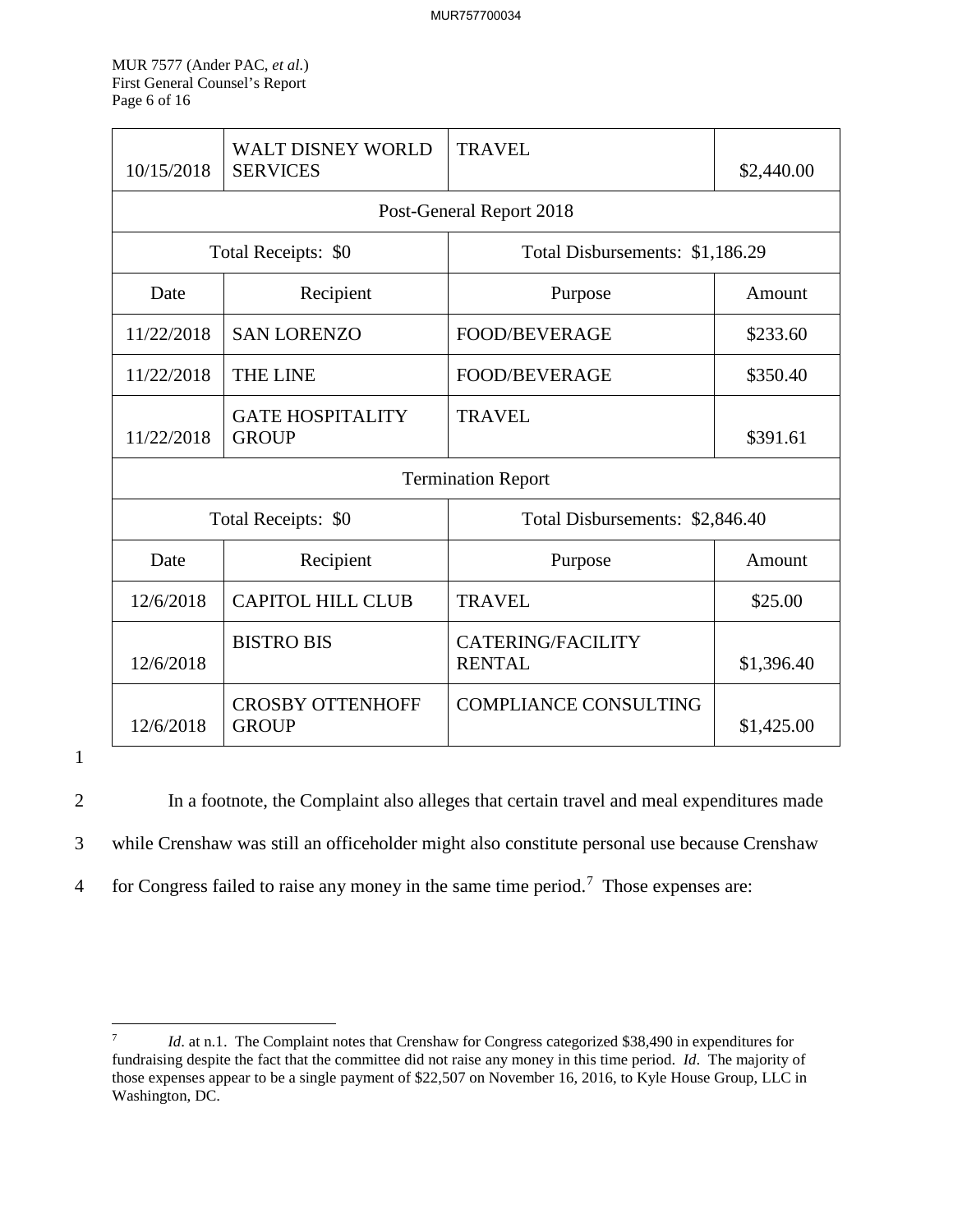| | | | |
|---|---|---|---|
| 10/15/2018 | WALT DISNEY WORLD SERVICES | TRAVEL | $2,440.00 |
| Post-General Report 2018 | | | |
| Total Receipts: $0 | | Total Disbursements: $1,186.29 | |
| Date | Recipient | Purpose | Amount |
| 11/22/2018 | SAN LORENZO | FOOD/BEVERAGE | $233.60 |
| 11/22/2018 | THE LINE | FOOD/BEVERAGE | $350.40 |
| 11/22/2018 | GATE HOSPITALITY GROUP | TRAVEL | $391.61 |
| Termination Report | | | |
| Total Receipts: $0 | | Total Disbursements: $2,846.40 | |
| Date | Recipient | Purpose | Amount |
| 12/6/2018 | CAPITOL HILL CLUB | TRAVEL | $25.00 |
| 12/6/2018 | BISTRO BIS | CATERING/FACILITY RENTAL | $1,396.40 |
| 12/6/2018 | CROSBY OTTENHOFF GROUP | COMPLIANCE CONSULTING | $1,425.00 |

In a footnote, the Complaint also alleges that certain travel and meal expenditures made while Crenshaw was still an officeholder might also constitute personal use because Crenshaw for Congress failed to raise any money in the same time period.[7] Those expenses are:

[7] *Id*. at n.1. The Complaint notes that Crenshaw for Congress categorized $38,490 in expenditures for fundraising despite the fact that the committee did not raise any money in this time period. *Id*. The majority of those expenses appear to be a single payment of $22,507 on November 16, 2016, to Kyle House Group, LLC in Washington, DC.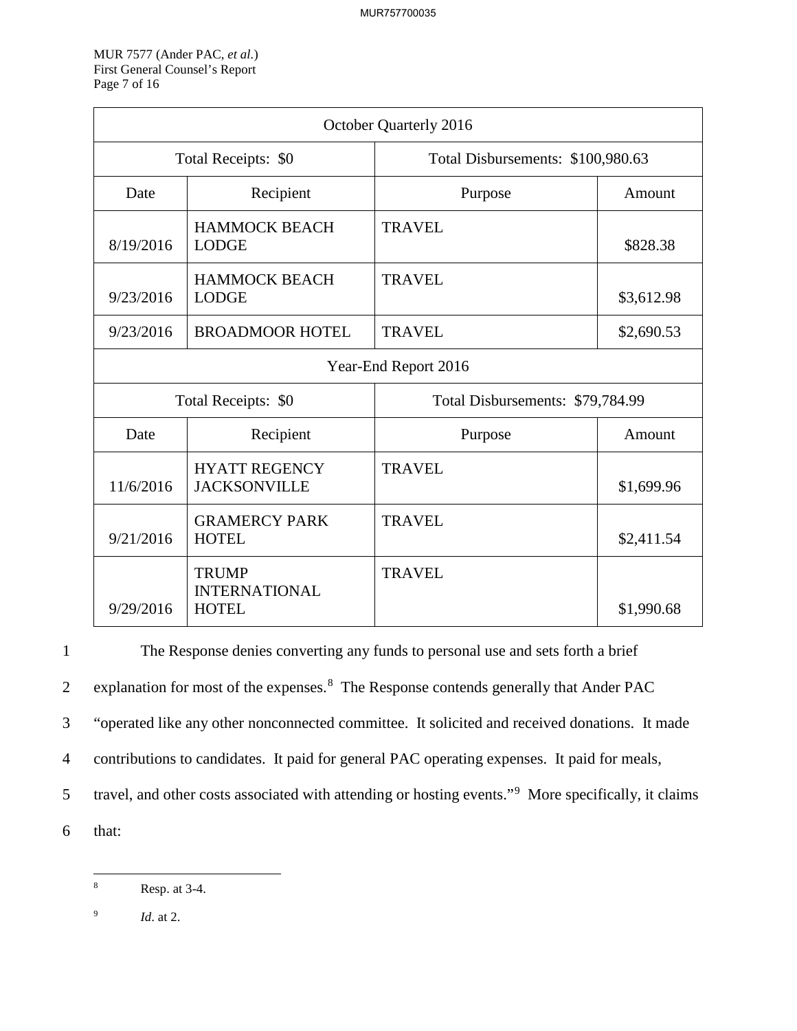| October Quarterly 2016 | | | |
|---|---|---|---|
| Total Receipts: $0 | | Total Disbursements: $100,980.63 | |
| Date | Recipient | Purpose | Amount |
| 8/19/2016 | HAMMOCK BEACH LODGE | TRAVEL | $828.38 |
| 9/23/2016 | HAMMOCK BEACH LODGE | TRAVEL | $3,612.98 |
| 9/23/2016 | BROADMOOR HOTEL | TRAVEL | $2,690.53 |
| Year-End Report 2016 | | | |
| Total Receipts: $0 | | Total Disbursements: $79,784.99 | |
| Date | Recipient | Purpose | Amount |
| 11/6/2016 | HYATT REGENCY JACKSONVILLE | TRAVEL | $1,699.96 |
| 9/21/2016 | GRAMERCY PARK HOTEL | TRAVEL | $2,411.54 |
| 9/29/2016 | TRUMP INTERNATIONAL HOTEL | TRAVEL | $1,990.68 |

The Response denies converting any funds to personal use and sets forth a brief explanation for most of the expenses.[8] The Response contends generally that Ander PAC "operated like any other nonconnected committee. It solicited and received donations. It made contributions to candidates. It paid for general PAC operating expenses. It paid for meals, travel, and other costs associated with attending or hosting events."[9] More specifically, it claims that:

[8] Resp. at 3-4.

[9] *Id*. at 2.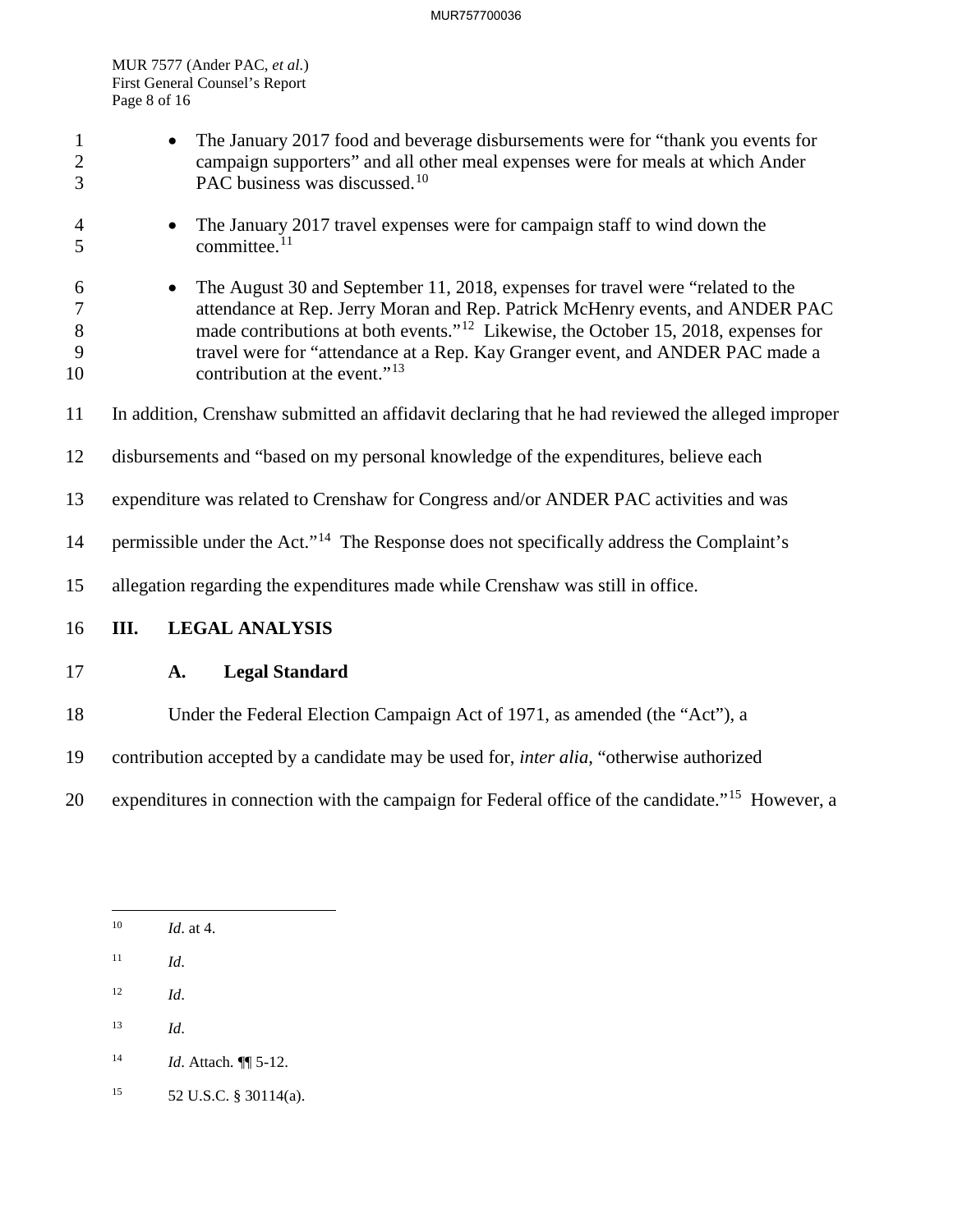- The January 2017 food and beverage disbursements were for "thank you events for campaign supporters" and all other meal expenses were for meals at which Ander PAC business was discussed.[10]
- The January 2017 travel expenses were for campaign staff to wind down the committee.[11]
- The August 30 and September 11, 2018, expenses for travel were "related to the attendance at Rep. Jerry Moran and Rep. Patrick McHenry events, and ANDER PAC made contributions at both events."[12] Likewise, the October 15, 2018, expenses for travel were for "attendance at a Rep. Kay Granger event, and ANDER PAC made a contribution at the event."[13]

In addition, Crenshaw submitted an affidavit declaring that he had reviewed the alleged improper disbursements and "based on my personal knowledge of the expenditures, believe each expenditure was related to Crenshaw for Congress and/or ANDER PAC activities and was permissible under the Act."[14] The Response does not specifically address the Complaint's allegation regarding the expenditures made while Crenshaw was still in office.

## III. LEGAL ANALYSIS

### A. Legal Standard

Under the Federal Election Campaign Act of 1971, as amended (the "Act"), a contribution accepted by a candidate may be used for, *inter alia*, "otherwise authorized expenditures in connection with the campaign for Federal office of the candidate."[15] However, a

---

[10] *Id*. at 4.

[11] *Id*.

[12] *Id*.

[13] *Id*.

[14] *Id*. Attach. ¶¶ 5-12.

[15] 52 U.S.C. § 30114(a).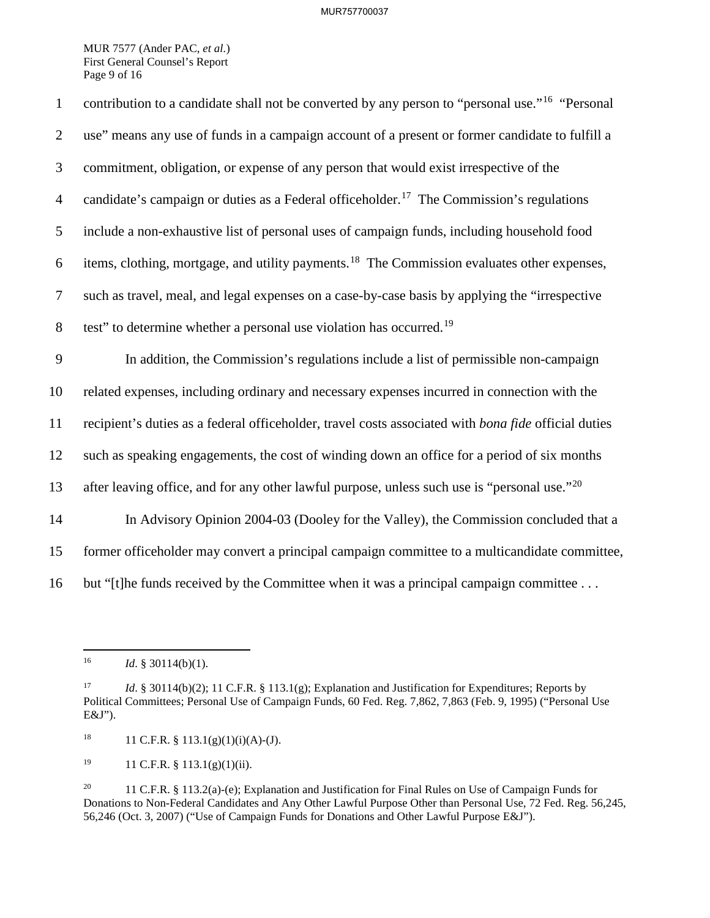contribution to a candidate shall not be converted by any person to "personal use."[16] "Personal use" means any use of funds in a campaign account of a present or former candidate to fulfill a commitment, obligation, or expense of any person that would exist irrespective of the candidate's campaign or duties as a Federal officeholder.[17] The Commission's regulations include a non-exhaustive list of personal uses of campaign funds, including household food items, clothing, mortgage, and utility payments.[18] The Commission evaluates other expenses, such as travel, meal, and legal expenses on a case-by-case basis by applying the "irrespective test" to determine whether a personal use violation has occurred.[19]

In addition, the Commission's regulations include a list of permissible non-campaign related expenses, including ordinary and necessary expenses incurred in connection with the recipient's duties as a federal officeholder, travel costs associated with *bona fide* official duties such as speaking engagements, the cost of winding down an office for a period of six months after leaving office, and for any other lawful purpose, unless such use is "personal use."[20]

In Advisory Opinion 2004-03 (Dooley for the Valley), the Commission concluded that a former officeholder may convert a principal campaign committee to a multicandidate committee, but "[t]he funds received by the Committee when it was a principal campaign committee . . .

---

[16] *Id*. § 30114(b)(1).

[17] *Id*. § 30114(b)(2); 11 C.F.R. § 113.1(g); Explanation and Justification for Expenditures; Reports by Political Committees; Personal Use of Campaign Funds, 60 Fed. Reg. 7,862, 7,863 (Feb. 9, 1995) ("Personal Use E&J").

[18] 11 C.F.R. § 113.1(g)(1)(i)(A)-(J).

[19] 11 C.F.R. § 113.1(g)(1)(ii).

[20] 11 C.F.R. § 113.2(a)-(e); Explanation and Justification for Final Rules on Use of Campaign Funds for Donations to Non-Federal Candidates and Any Other Lawful Purpose Other than Personal Use, 72 Fed. Reg. 56,245, 56,246 (Oct. 3, 2007) ("Use of Campaign Funds for Donations and Other Lawful Purpose E&J").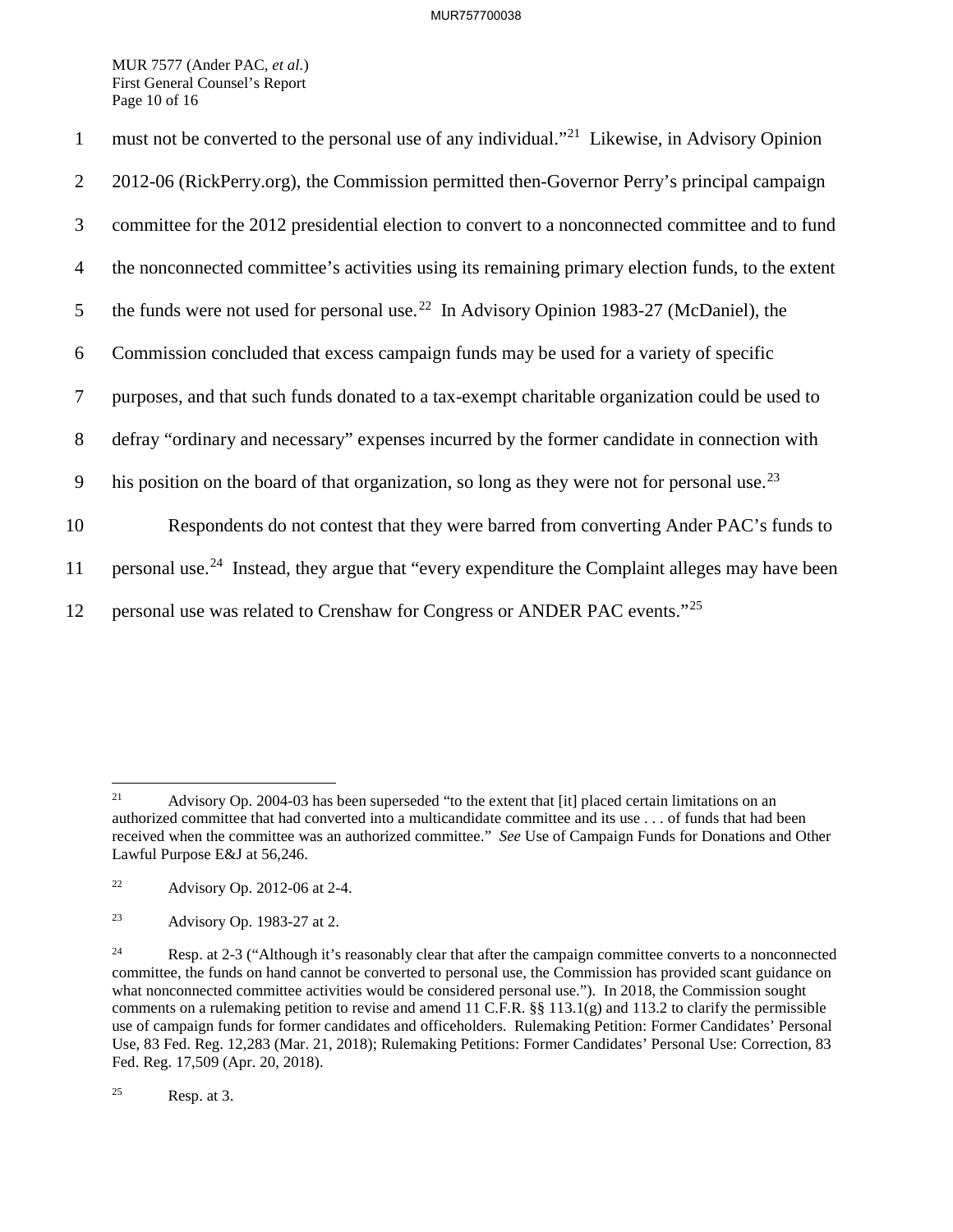must not be converted to the personal use of any individual."[21] Likewise, in Advisory Opinion 2012-06 (RickPerry.org), the Commission permitted then-Governor Perry's principal campaign committee for the 2012 presidential election to convert to a nonconnected committee and to fund the nonconnected committee's activities using its remaining primary election funds, to the extent the funds were not used for personal use.[22] In Advisory Opinion 1983-27 (McDaniel), the Commission concluded that excess campaign funds may be used for a variety of specific purposes, and that such funds donated to a tax-exempt charitable organization could be used to defray "ordinary and necessary" expenses incurred by the former candidate in connection with his position on the board of that organization, so long as they were not for personal use.[23]

Respondents do not contest that they were barred from converting Ander PAC's funds to personal use.[24] Instead, they argue that "every expenditure the Complaint alleges may have been personal use was related to Crenshaw for Congress or ANDER PAC events."[25]

---

[21] Advisory Op. 2004-03 has been superseded "to the extent that [it] placed certain limitations on an authorized committee that had converted into a multicandidate committee and its use . . . of funds that had been received when the committee was an authorized committee." *See* Use of Campaign Funds for Donations and Other Lawful Purpose E&J at 56,246.

[22] Advisory Op. 2012-06 at 2-4.

[23] Advisory Op. 1983-27 at 2.

[24] Resp. at 2-3 ("Although it's reasonably clear that after the campaign committee converts to a nonconnected committee, the funds on hand cannot be converted to personal use, the Commission has provided scant guidance on what nonconnected committee activities would be considered personal use."). In 2018, the Commission sought comments on a rulemaking petition to revise and amend 11 C.F.R. §§ 113.1(g) and 113.2 to clarify the permissible use of campaign funds for former candidates and officeholders. Rulemaking Petition: Former Candidates' Personal Use, 83 Fed. Reg. 12,283 (Mar. 21, 2018); Rulemaking Petitions: Former Candidates' Personal Use: Correction, 83 Fed. Reg. 17,509 (Apr. 20, 2018).

[25] Resp. at 3.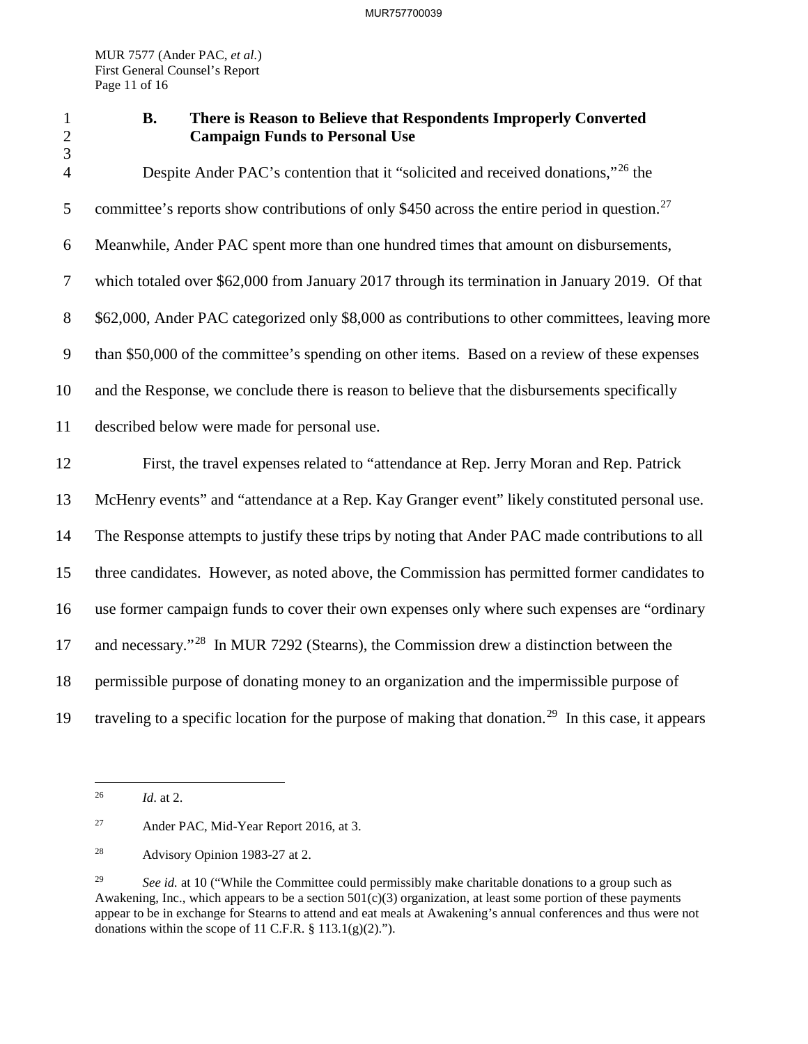### B. There is Reason to Believe that Respondents Improperly Converted Campaign Funds to Personal Use

Despite Ander PAC's contention that it "solicited and received donations,"[26] the committee's reports show contributions of only $450 across the entire period in question.[27] Meanwhile, Ander PAC spent more than one hundred times that amount on disbursements, which totaled over $62,000 from January 2017 through its termination in January 2019. Of that $62,000, Ander PAC categorized only $8,000 as contributions to other committees, leaving more than $50,000 of the committee's spending on other items. Based on a review of these expenses and the Response, we conclude there is reason to believe that the disbursements specifically described below were made for personal use.

First, the travel expenses related to "attendance at Rep. Jerry Moran and Rep. Patrick McHenry events" and "attendance at a Rep. Kay Granger event" likely constituted personal use. The Response attempts to justify these trips by noting that Ander PAC made contributions to all three candidates. However, as noted above, the Commission has permitted former candidates to use former campaign funds to cover their own expenses only where such expenses are "ordinary and necessary."[28] In MUR 7292 (Stearns), the Commission drew a distinction between the permissible purpose of donating money to an organization and the impermissible purpose of traveling to a specific location for the purpose of making that donation.[29] In this case, it appears

---

[26] *Id*. at 2.

[27] Ander PAC, Mid-Year Report 2016, at 3.

[28] Advisory Opinion 1983-27 at 2.

[29] *See id.* at 10 ("While the Committee could permissibly make charitable donations to a group such as Awakening, Inc., which appears to be a section 501(c)(3) organization, at least some portion of these payments appear to be in exchange for Stearns to attend and eat meals at Awakening's annual conferences and thus were not donations within the scope of 11 C.F.R. § 113.1(g)(2).").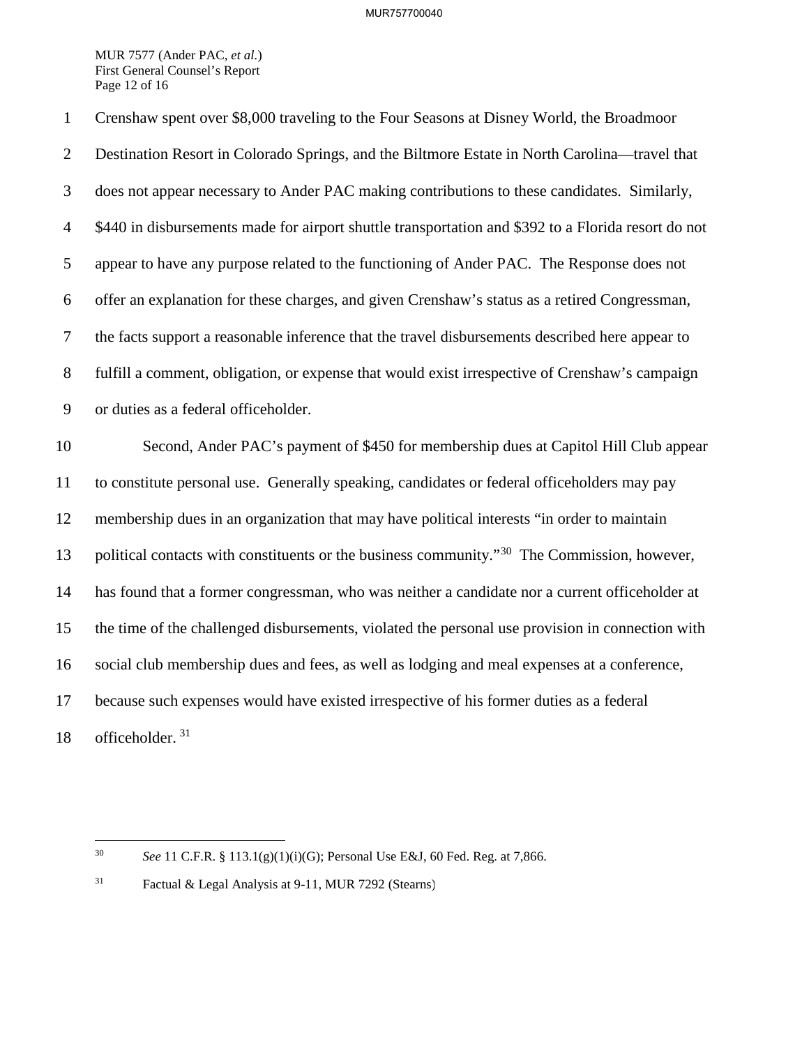Crenshaw spent over $8,000 traveling to the Four Seasons at Disney World, the Broadmoor Destination Resort in Colorado Springs, and the Biltmore Estate in North Carolina—travel that does not appear necessary to Ander PAC making contributions to these candidates. Similarly, $440 in disbursements made for airport shuttle transportation and $392 to a Florida resort do not appear to have any purpose related to the functioning of Ander PAC. The Response does not offer an explanation for these charges, and given Crenshaw's status as a retired Congressman, the facts support a reasonable inference that the travel disbursements described here appear to fulfill a comment, obligation, or expense that would exist irrespective of Crenshaw's campaign or duties as a federal officeholder.

Second, Ander PAC's payment of $450 for membership dues at Capitol Hill Club appear to constitute personal use. Generally speaking, candidates or federal officeholders may pay membership dues in an organization that may have political interests "in order to maintain political contacts with constituents or the business community."[30] The Commission, however, has found that a former congressman, who was neither a candidate nor a current officeholder at the time of the challenged disbursements, violated the personal use provision in connection with social club membership dues and fees, as well as lodging and meal expenses at a conference, because such expenses would have existed irrespective of his former duties as a federal officeholder.[31]

---

[30] *See* 11 C.F.R. § 113.1(g)(1)(i)(G); Personal Use E&J, 60 Fed. Reg. at 7,866.

[31] Factual & Legal Analysis at 9-11, MUR 7292 (Stearns)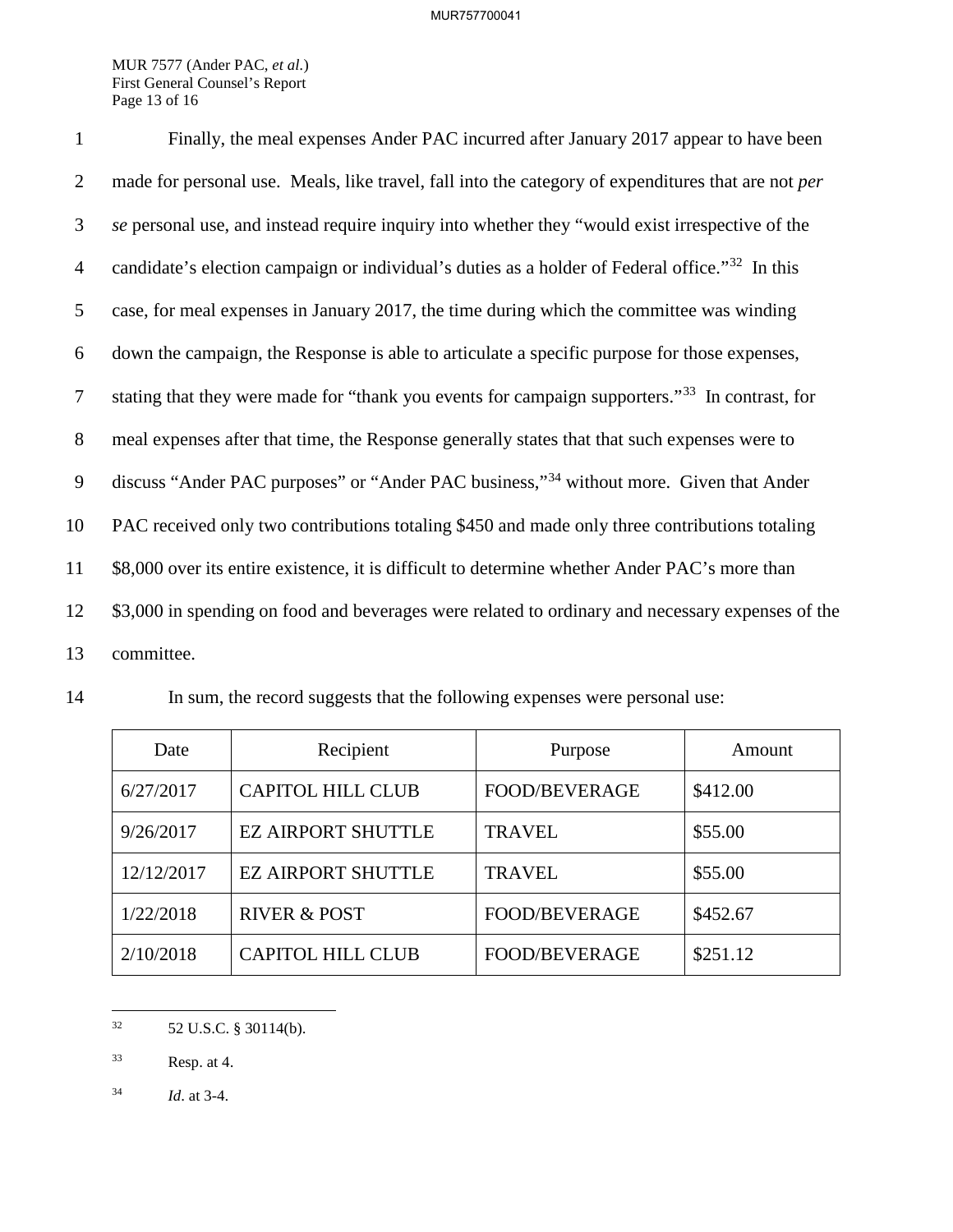Finally, the meal expenses Ander PAC incurred after January 2017 appear to have been made for personal use. Meals, like travel, fall into the category of expenditures that are not *per se* personal use, and instead require inquiry into whether they "would exist irrespective of the candidate's election campaign or individual's duties as a holder of Federal office."[32] In this case, for meal expenses in January 2017, the time during which the committee was winding down the campaign, the Response is able to articulate a specific purpose for those expenses, stating that they were made for "thank you events for campaign supporters."[33] In contrast, for meal expenses after that time, the Response generally states that that such expenses were to discuss "Ander PAC purposes" or "Ander PAC business,"[34] without more. Given that Ander PAC received only two contributions totaling $450 and made only three contributions totaling $8,000 over its entire existence, it is difficult to determine whether Ander PAC's more than $3,000 in spending on food and beverages were related to ordinary and necessary expenses of the committee.

In sum, the record suggests that the following expenses were personal use:

| Date | Recipient | Purpose | Amount |
|---|---|---|---|
| 6/27/2017 | CAPITOL HILL CLUB | FOOD/BEVERAGE | $412.00 |
| 9/26/2017 | EZ AIRPORT SHUTTLE | TRAVEL | $55.00 |
| 12/12/2017 | EZ AIRPORT SHUTTLE | TRAVEL | $55.00 |
| 1/22/2018 | RIVER & POST | FOOD/BEVERAGE | $452.67 |
| 2/10/2018 | CAPITOL HILL CLUB | FOOD/BEVERAGE | $251.12 |

---

[32] 52 U.S.C. § 30114(b).

[33] Resp. at 4.

[34] *Id*. at 3-4.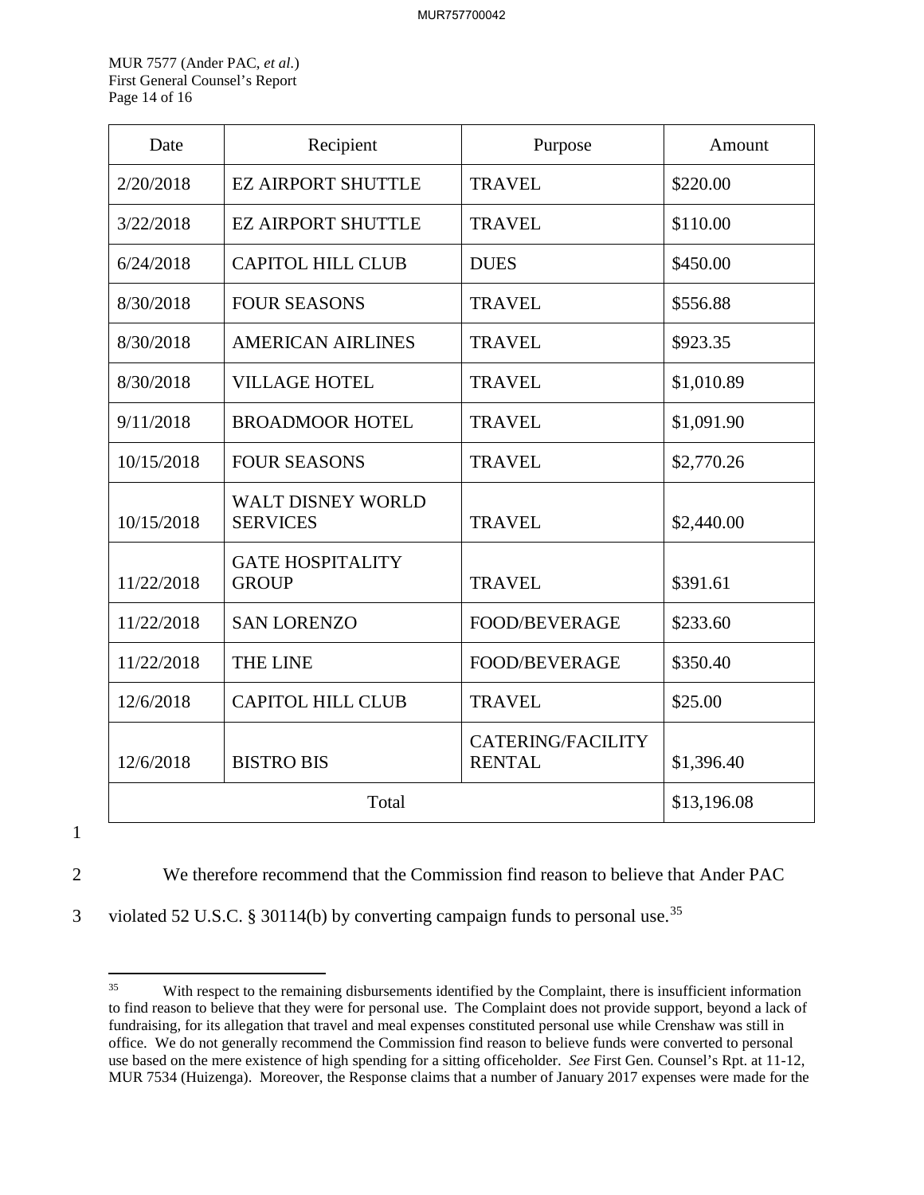| Date | Recipient | Purpose | Amount |
|---|---|---|---|
| 2/20/2018 | EZ AIRPORT SHUTTLE | TRAVEL | $220.00 |
| 3/22/2018 | EZ AIRPORT SHUTTLE | TRAVEL | $110.00 |
| 6/24/2018 | CAPITOL HILL CLUB | DUES | $450.00 |
| 8/30/2018 | FOUR SEASONS | TRAVEL | $556.88 |
| 8/30/2018 | AMERICAN AIRLINES | TRAVEL | $923.35 |
| 8/30/2018 | VILLAGE HOTEL | TRAVEL | $1,010.89 |
| 9/11/2018 | BROADMOOR HOTEL | TRAVEL | $1,091.90 |
| 10/15/2018 | FOUR SEASONS | TRAVEL | $2,770.26 |
| 10/15/2018 | WALT DISNEY WORLD SERVICES | TRAVEL | $2,440.00 |
| 11/22/2018 | GATE HOSPITALITY GROUP | TRAVEL | $391.61 |
| 11/22/2018 | SAN LORENZO | FOOD/BEVERAGE | $233.60 |
| 11/22/2018 | THE LINE | FOOD/BEVERAGE | $350.40 |
| 12/6/2018 | CAPITOL HILL CLUB | TRAVEL | $25.00 |
| 12/6/2018 | BISTRO BIS | CATERING/FACILITY RENTAL | $1,396.40 |
| Total | | | $13,196.08 |

We therefore recommend that the Commission find reason to believe that Ander PAC violated 52 U.S.C. § 30114(b) by converting campaign funds to personal use.[35]

---

[35] With respect to the remaining disbursements identified by the Complaint, there is insufficient information to find reason to believe that they were for personal use. The Complaint does not provide support, beyond a lack of fundraising, for its allegation that travel and meal expenses constituted personal use while Crenshaw was still in office. We do not generally recommend the Commission find reason to believe funds were converted to personal use based on the mere existence of high spending for a sitting officeholder. *See* First Gen. Counsel's Rpt. at 11-12, MUR 7534 (Huizenga). Moreover, the Response claims that a number of January 2017 expenses were made for the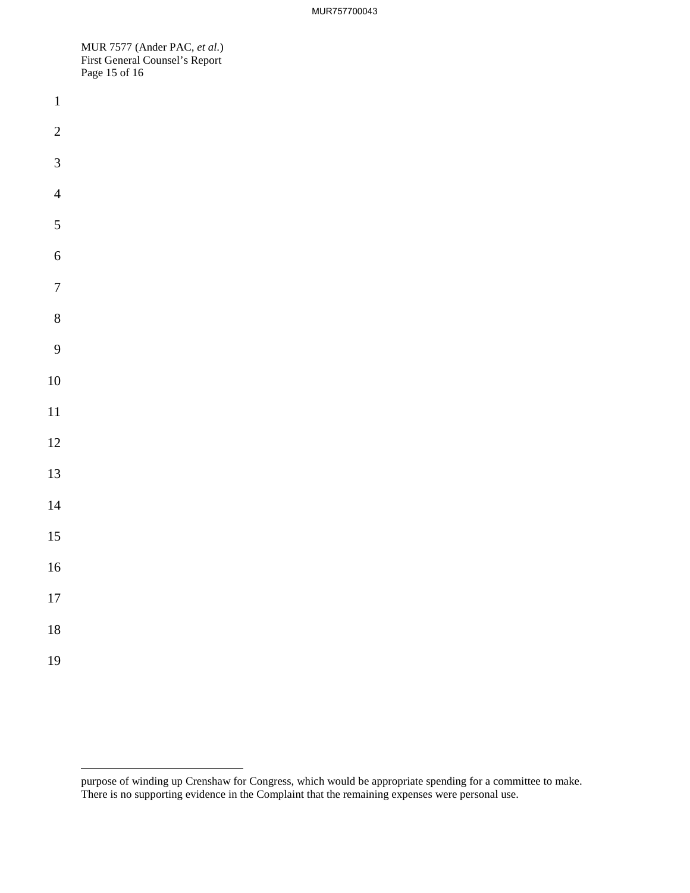purpose of winding up Crenshaw for Congress, which would be appropriate spending for a committee to make. There is no supporting evidence in the Complaint that the remaining expenses were personal use.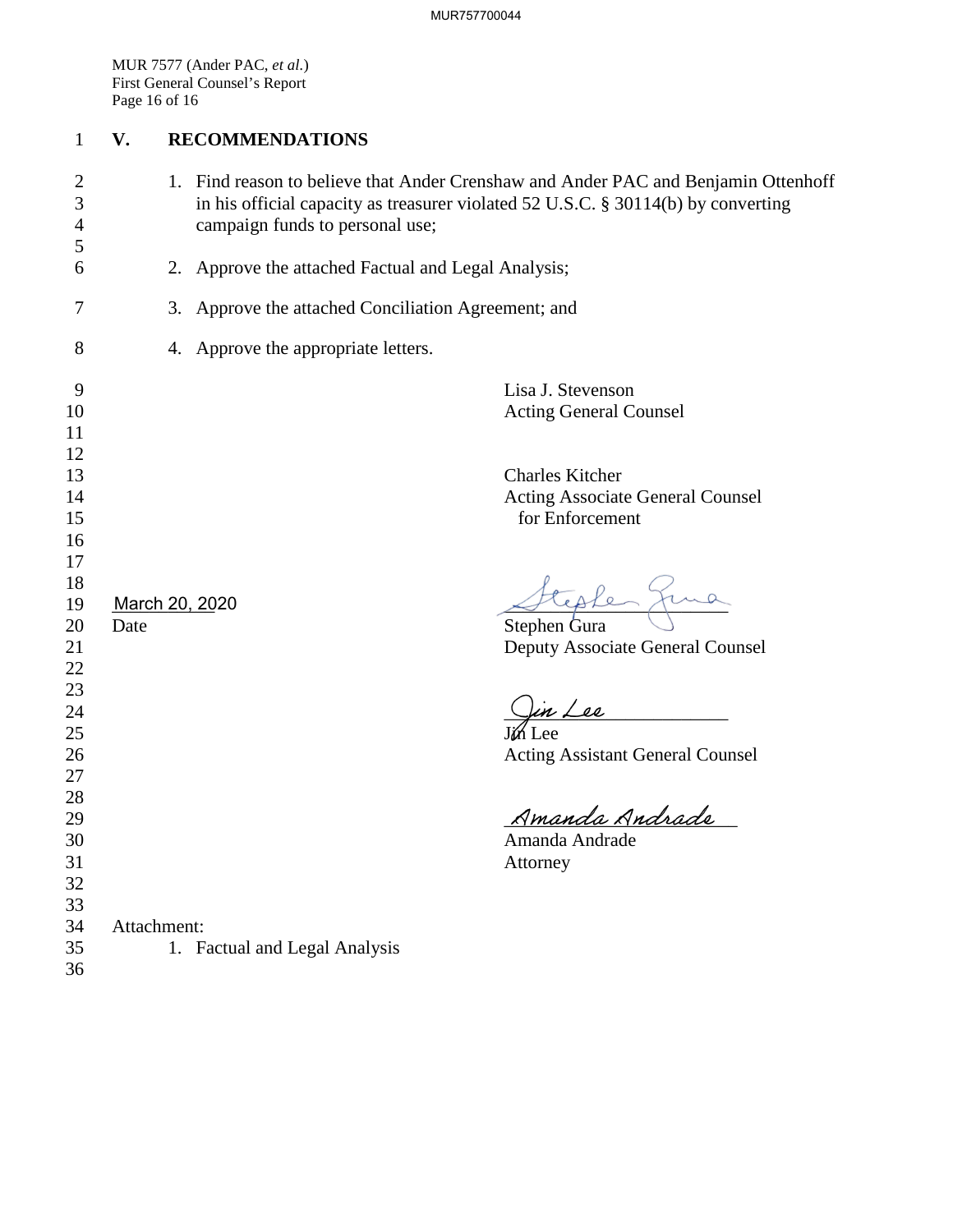## V. RECOMMENDATIONS

1. Find reason to believe that Ander Crenshaw and Ander PAC and Benjamin Ottenhoff in his official capacity as treasurer violated 52 U.S.C. § 30114(b) by converting campaign funds to personal use;

2. Approve the attached Factual and Legal Analysis;

3. Approve the attached Conciliation Agreement; and

4. Approve the appropriate letters.

Lisa J. Stevenson
Acting General Counsel

Charles Kitcher
Acting Associate General Counsel
for Enforcement

March 20, 2020
Date

Stephen Gura
Deputy Associate General Counsel

Jin Lee
Acting Assistant General Counsel

Amanda Andrade
Attorney

Attachment:
1. Factual and Legal Analysis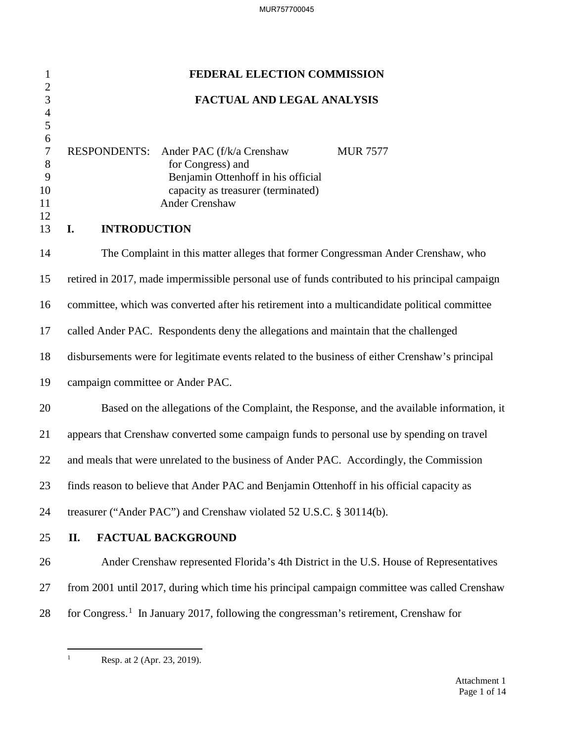**FEDERAL ELECTION COMMISSION**

**FACTUAL AND LEGAL ANALYSIS**

RESPONDENTS: Ander PAC (f/k/a Crenshaw for Congress) and Benjamin Ottenhoff in his official capacity as treasurer (terminated)
Ander Crenshaw

MUR 7577

## I. INTRODUCTION

The Complaint in this matter alleges that former Congressman Ander Crenshaw, who retired in 2017, made impermissible personal use of funds contributed to his principal campaign committee, which was converted after his retirement into a multicandidate political committee called Ander PAC. Respondents deny the allegations and maintain that the challenged disbursements were for legitimate events related to the business of either Crenshaw's principal campaign committee or Ander PAC.

Based on the allegations of the Complaint, the Response, and the available information, it appears that Crenshaw converted some campaign funds to personal use by spending on travel and meals that were unrelated to the business of Ander PAC. Accordingly, the Commission finds reason to believe that Ander PAC and Benjamin Ottenhoff in his official capacity as treasurer ("Ander PAC") and Crenshaw violated 52 U.S.C. § 30114(b).

## II. FACTUAL BACKGROUND

Ander Crenshaw represented Florida's 4th District in the U.S. House of Representatives from 2001 until 2017, during which time his principal campaign committee was called Crenshaw for Congress.[1] In January 2017, following the congressman's retirement, Crenshaw for

[1] Resp. at 2 (Apr. 23, 2019).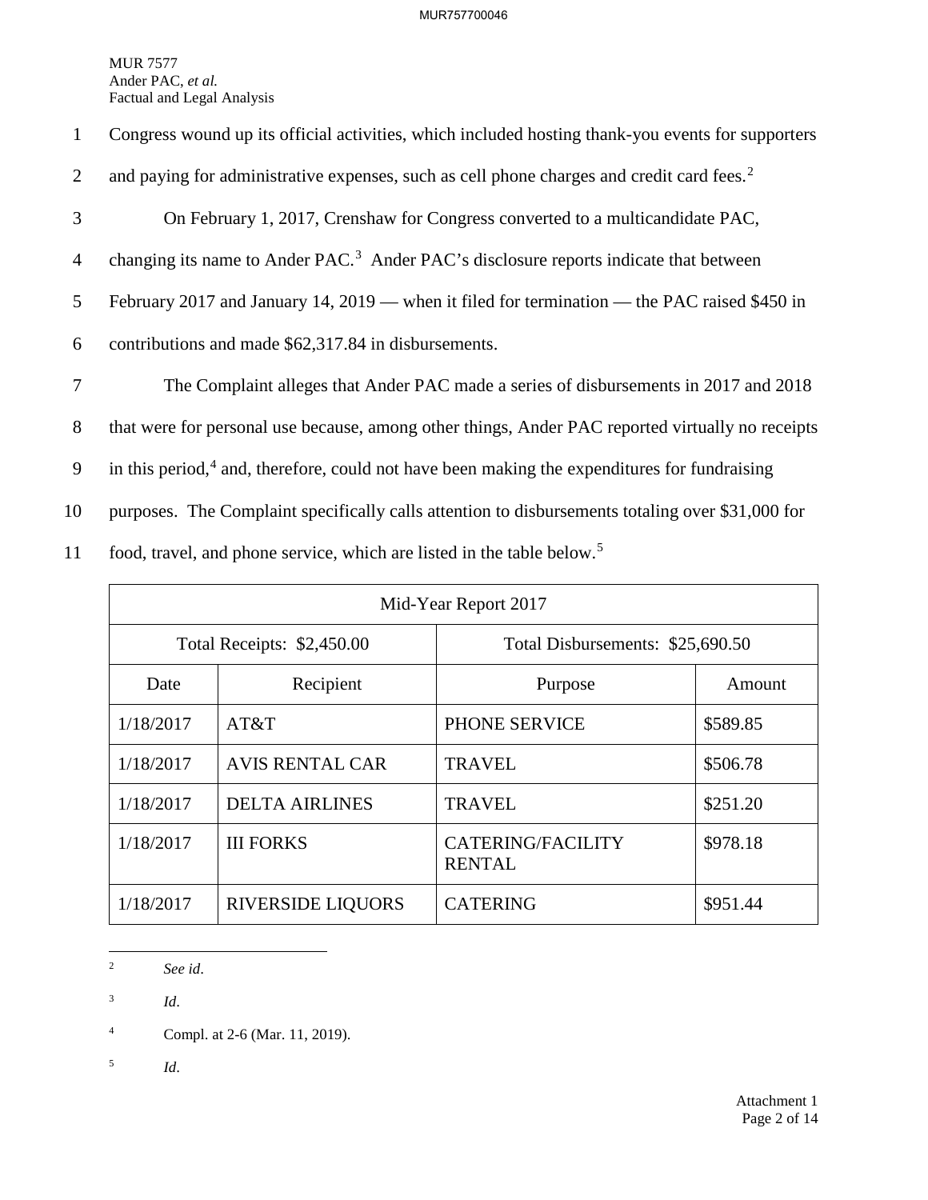Congress wound up its official activities, which included hosting thank-you events for supporters and paying for administrative expenses, such as cell phone charges and credit card fees.[2]

On February 1, 2017, Crenshaw for Congress converted to a multicandidate PAC, changing its name to Ander PAC.[3] Ander PAC's disclosure reports indicate that between February 2017 and January 14, 2019 — when it filed for termination — the PAC raised $450 in contributions and made $62,317.84 in disbursements.

The Complaint alleges that Ander PAC made a series of disbursements in 2017 and 2018 that were for personal use because, among other things, Ander PAC reported virtually no receipts in this period,[4] and, therefore, could not have been making the expenditures for fundraising purposes. The Complaint specifically calls attention to disbursements totaling over $31,000 for food, travel, and phone service, which are listed in the table below.[5]

| Mid-Year Report 2017 | | | |
|---|---|---|---|
| Total Receipts: $2,450.00 | | Total Disbursements: $25,690.50 | |
| Date | Recipient | Purpose | Amount |
| 1/18/2017 | AT&T | PHONE SERVICE | $589.85 |
| 1/18/2017 | AVIS RENTAL CAR | TRAVEL | $506.78 |
| 1/18/2017 | DELTA AIRLINES | TRAVEL | $251.20 |
| 1/18/2017 | III FORKS | CATERING/FACILITY RENTAL | $978.18 |
| 1/18/2017 | RIVERSIDE LIQUORS | CATERING | $951.44 |

[2] *See id*.

[3] *Id*.

[4] Compl. at 2-6 (Mar. 11, 2019).

[5] *Id*.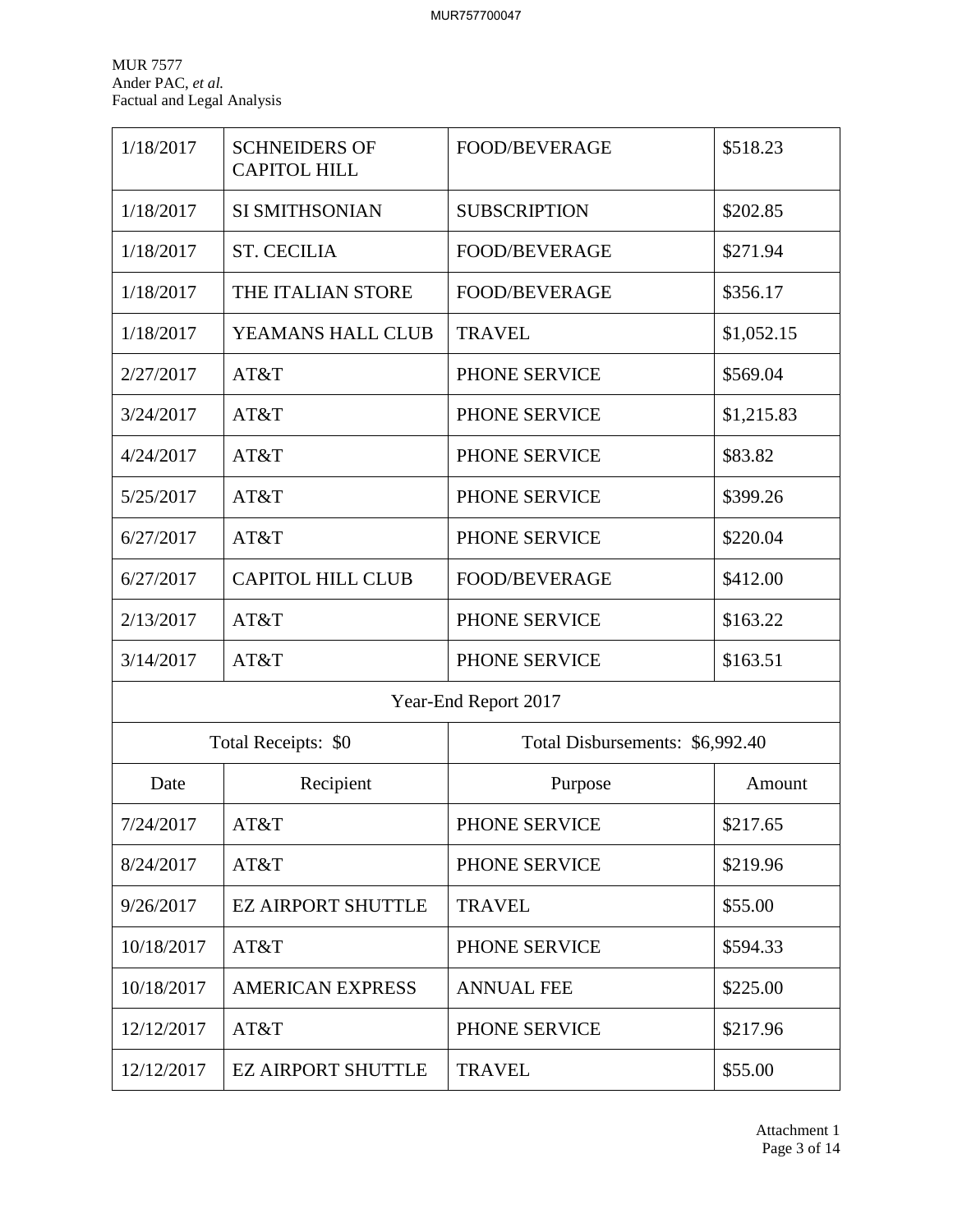| | | | |
|---|---|---|---|
| 1/18/2017 | SCHNEIDERS OF CAPITOL HILL | FOOD/BEVERAGE | $518.23 |
| 1/18/2017 | SI SMITHSONIAN | SUBSCRIPTION | $202.85 |
| 1/18/2017 | ST. CECILIA | FOOD/BEVERAGE | $271.94 |
| 1/18/2017 | THE ITALIAN STORE | FOOD/BEVERAGE | $356.17 |
| 1/18/2017 | YEAMANS HALL CLUB | TRAVEL | $1,052.15 |
| 2/27/2017 | AT&T | PHONE SERVICE | $569.04 |
| 3/24/2017 | AT&T | PHONE SERVICE | $1,215.83 |
| 4/24/2017 | AT&T | PHONE SERVICE | $83.82 |
| 5/25/2017 | AT&T | PHONE SERVICE | $399.26 |
| 6/27/2017 | AT&T | PHONE SERVICE | $220.04 |
| 6/27/2017 | CAPITOL HILL CLUB | FOOD/BEVERAGE | $412.00 |
| 2/13/2017 | AT&T | PHONE SERVICE | $163.22 |
| 3/14/2017 | AT&T | PHONE SERVICE | $163.51 |
| Year-End Report 2017 | | | |
| Total Receipts: $0 | | Total Disbursements: $6,992.40 | |
| Date | Recipient | Purpose | Amount |
| 7/24/2017 | AT&T | PHONE SERVICE | $217.65 |
| 8/24/2017 | AT&T | PHONE SERVICE | $219.96 |
| 9/26/2017 | EZ AIRPORT SHUTTLE | TRAVEL | $55.00 |
| 10/18/2017 | AT&T | PHONE SERVICE | $594.33 |
| 10/18/2017 | AMERICAN EXPRESS | ANNUAL FEE | $225.00 |
| 12/12/2017 | AT&T | PHONE SERVICE | $217.96 |
| 12/12/2017 | EZ AIRPORT SHUTTLE | TRAVEL | $55.00 |

Attachment 1
Page 3 of 14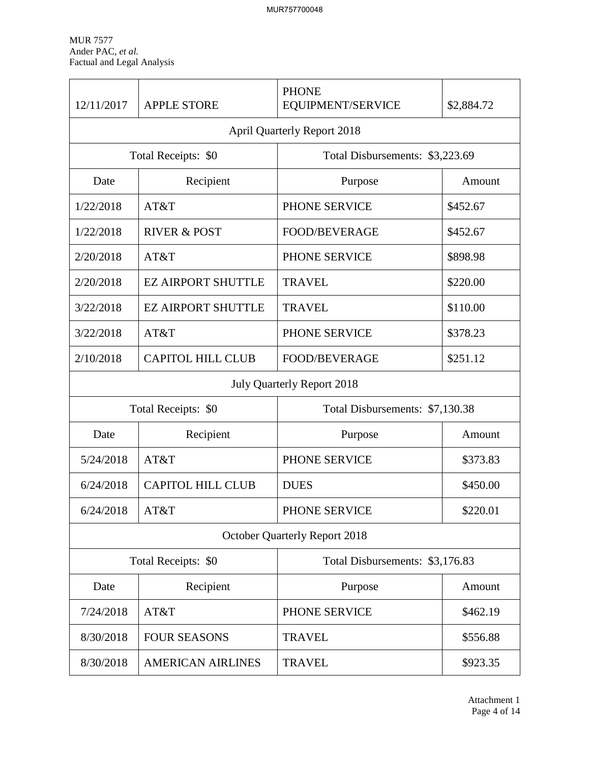| | | | |
|---|---|---|---|
| 12/11/2017 | APPLE STORE | PHONE EQUIPMENT/SERVICE | $2,884.72 |
| April Quarterly Report 2018 | | | |
| Total Receipts: $0 | | Total Disbursements: $3,223.69 | |
| Date | Recipient | Purpose | Amount |
| 1/22/2018 | AT&T | PHONE SERVICE | $452.67 |
| 1/22/2018 | RIVER & POST | FOOD/BEVERAGE | $452.67 |
| 2/20/2018 | AT&T | PHONE SERVICE | $898.98 |
| 2/20/2018 | EZ AIRPORT SHUTTLE | TRAVEL | $220.00 |
| 3/22/2018 | EZ AIRPORT SHUTTLE | TRAVEL | $110.00 |
| 3/22/2018 | AT&T | PHONE SERVICE | $378.23 |
| 2/10/2018 | CAPITOL HILL CLUB | FOOD/BEVERAGE | $251.12 |
| July Quarterly Report 2018 | | | |
| Total Receipts: $0 | | Total Disbursements: $7,130.38 | |
| Date | Recipient | Purpose | Amount |
| 5/24/2018 | AT&T | PHONE SERVICE | $373.83 |
| 6/24/2018 | CAPITOL HILL CLUB | DUES | $450.00 |
| 6/24/2018 | AT&T | PHONE SERVICE | $220.01 |
| October Quarterly Report 2018 | | | |
| Total Receipts: $0 | | Total Disbursements: $3,176.83 | |
| Date | Recipient | Purpose | Amount |
| 7/24/2018 | AT&T | PHONE SERVICE | $462.19 |
| 8/30/2018 | FOUR SEASONS | TRAVEL | $556.88 |
| 8/30/2018 | AMERICAN AIRLINES | TRAVEL | $923.35 |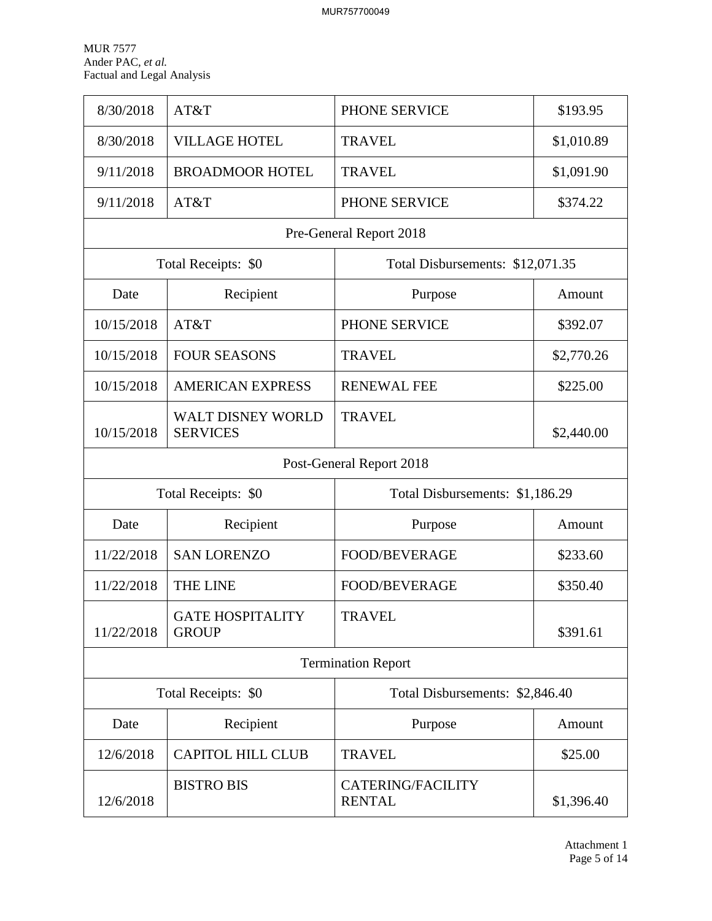| | | | |
|---|---|---|---|
| 8/30/2018 | AT&T | PHONE SERVICE | $193.95 |
| 8/30/2018 | VILLAGE HOTEL | TRAVEL | $1,010.89 |
| 9/11/2018 | BROADMOOR HOTEL | TRAVEL | $1,091.90 |
| 9/11/2018 | AT&T | PHONE SERVICE | $374.22 |
| Pre-General Report 2018 | | | |
| Total Receipts: $0 | | Total Disbursements: $12,071.35 | |
| Date | Recipient | Purpose | Amount |
| 10/15/2018 | AT&T | PHONE SERVICE | $392.07 |
| 10/15/2018 | FOUR SEASONS | TRAVEL | $2,770.26 |
| 10/15/2018 | AMERICAN EXPRESS | RENEWAL FEE | $225.00 |
| 10/15/2018 | WALT DISNEY WORLD SERVICES | TRAVEL | $2,440.00 |
| Post-General Report 2018 | | | |
| Total Receipts: $0 | | Total Disbursements: $1,186.29 | |
| Date | Recipient | Purpose | Amount |
| 11/22/2018 | SAN LORENZO | FOOD/BEVERAGE | $233.60 |
| 11/22/2018 | THE LINE | FOOD/BEVERAGE | $350.40 |
| 11/22/2018 | GATE HOSPITALITY GROUP | TRAVEL | $391.61 |
| Termination Report | | | |
| Total Receipts: $0 | | Total Disbursements: $2,846.40 | |
| Date | Recipient | Purpose | Amount |
| 12/6/2018 | CAPITOL HILL CLUB | TRAVEL | $25.00 |
| 12/6/2018 | BISTRO BIS | CATERING/FACILITY RENTAL | $1,396.40 |

Attachment 1
Page 5 of 14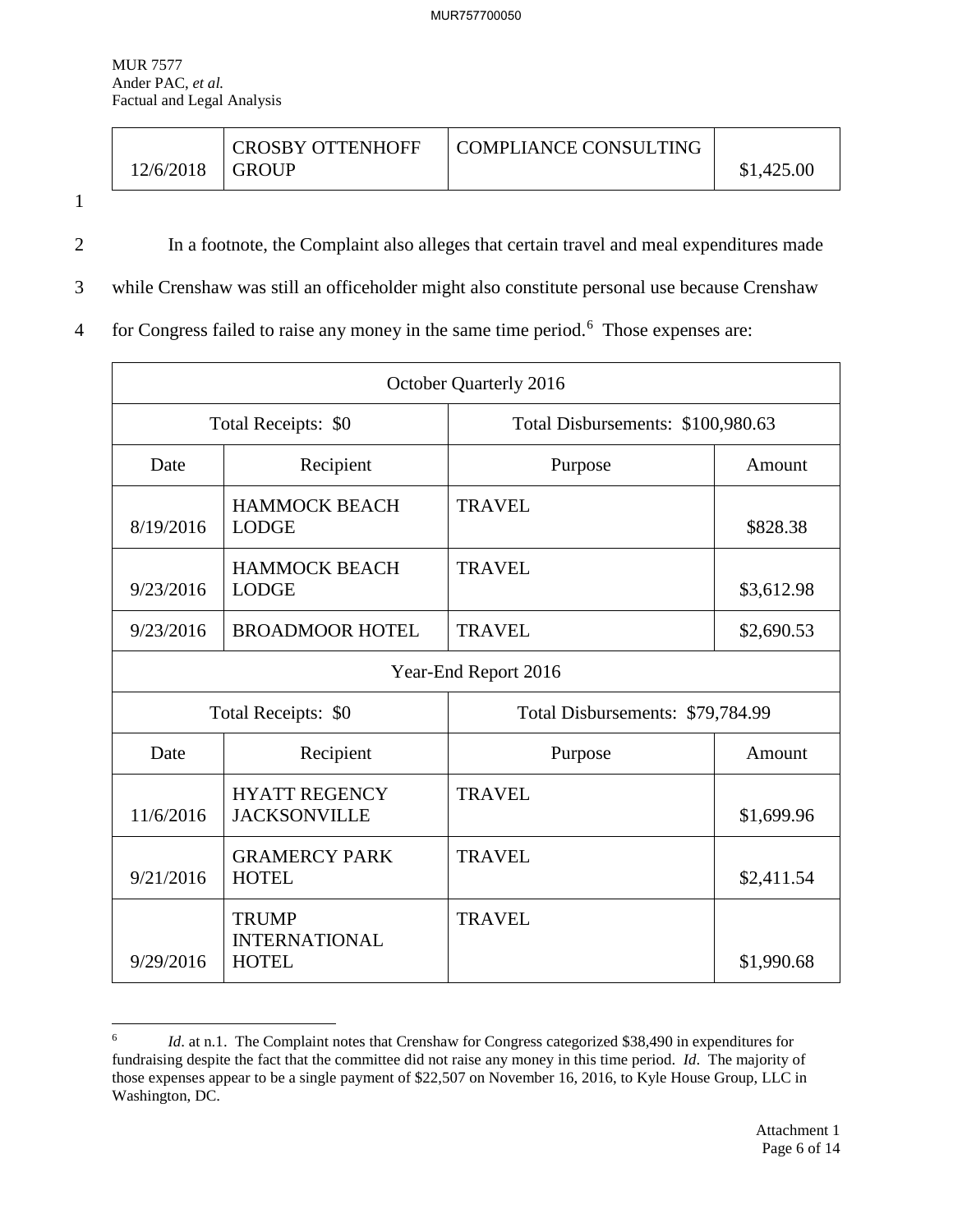| | | | |
|---|---|---|---|
| 12/6/2018 | CROSBY OTTENHOFF GROUP | COMPLIANCE CONSULTING | $1,425.00 |

In a footnote, the Complaint also alleges that certain travel and meal expenditures made while Crenshaw was still an officeholder might also constitute personal use because Crenshaw for Congress failed to raise any money in the same time period.[6] Those expenses are:

| October Quarterly 2016 | | | |
|---|---|---|---|
| Total Receipts: $0 | | Total Disbursements: $100,980.63 | |
| Date | Recipient | Purpose | Amount |
| 8/19/2016 | HAMMOCK BEACH LODGE | TRAVEL | $828.38 |
| 9/23/2016 | HAMMOCK BEACH LODGE | TRAVEL | $3,612.98 |
| 9/23/2016 | BROADMOOR HOTEL | TRAVEL | $2,690.53 |
| Year-End Report 2016 | | | |
| Total Receipts: $0 | | Total Disbursements: $79,784.99 | |
| Date | Recipient | Purpose | Amount |
| 11/6/2016 | HYATT REGENCY JACKSONVILLE | TRAVEL | $1,699.96 |
| 9/21/2016 | GRAMERCY PARK HOTEL | TRAVEL | $2,411.54 |
| 9/29/2016 | TRUMP INTERNATIONAL HOTEL | TRAVEL | $1,990.68 |

[6] *Id*. at n.1. The Complaint notes that Crenshaw for Congress categorized $38,490 in expenditures for fundraising despite the fact that the committee did not raise any money in this time period. *Id*. The majority of those expenses appear to be a single payment of $22,507 on November 16, 2016, to Kyle House Group, LLC in Washington, DC.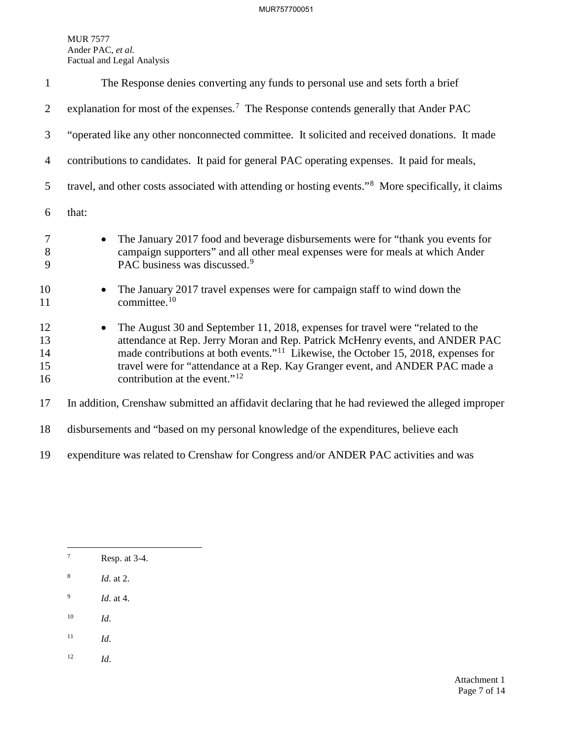The Response denies converting any funds to personal use and sets forth a brief explanation for most of the expenses.[7] The Response contends generally that Ander PAC "operated like any other nonconnected committee. It solicited and received donations. It made contributions to candidates. It paid for general PAC operating expenses. It paid for meals, travel, and other costs associated with attending or hosting events."[8] More specifically, it claims that:

- The January 2017 food and beverage disbursements were for "thank you events for campaign supporters" and all other meal expenses were for meals at which Ander PAC business was discussed.[9]
- The January 2017 travel expenses were for campaign staff to wind down the committee.[10]
- The August 30 and September 11, 2018, expenses for travel were "related to the attendance at Rep. Jerry Moran and Rep. Patrick McHenry events, and ANDER PAC made contributions at both events."[11] Likewise, the October 15, 2018, expenses for travel were for "attendance at a Rep. Kay Granger event, and ANDER PAC made a contribution at the event."[12]

In addition, Crenshaw submitted an affidavit declaring that he had reviewed the alleged improper disbursements and "based on my personal knowledge of the expenditures, believe each expenditure was related to Crenshaw for Congress and/or ANDER PAC activities and was

---

[7] Resp. at 3-4.

[8] *Id*. at 2.

[9] *Id*. at 4.

[10] *Id*.

[11] *Id*.

[12] *Id*.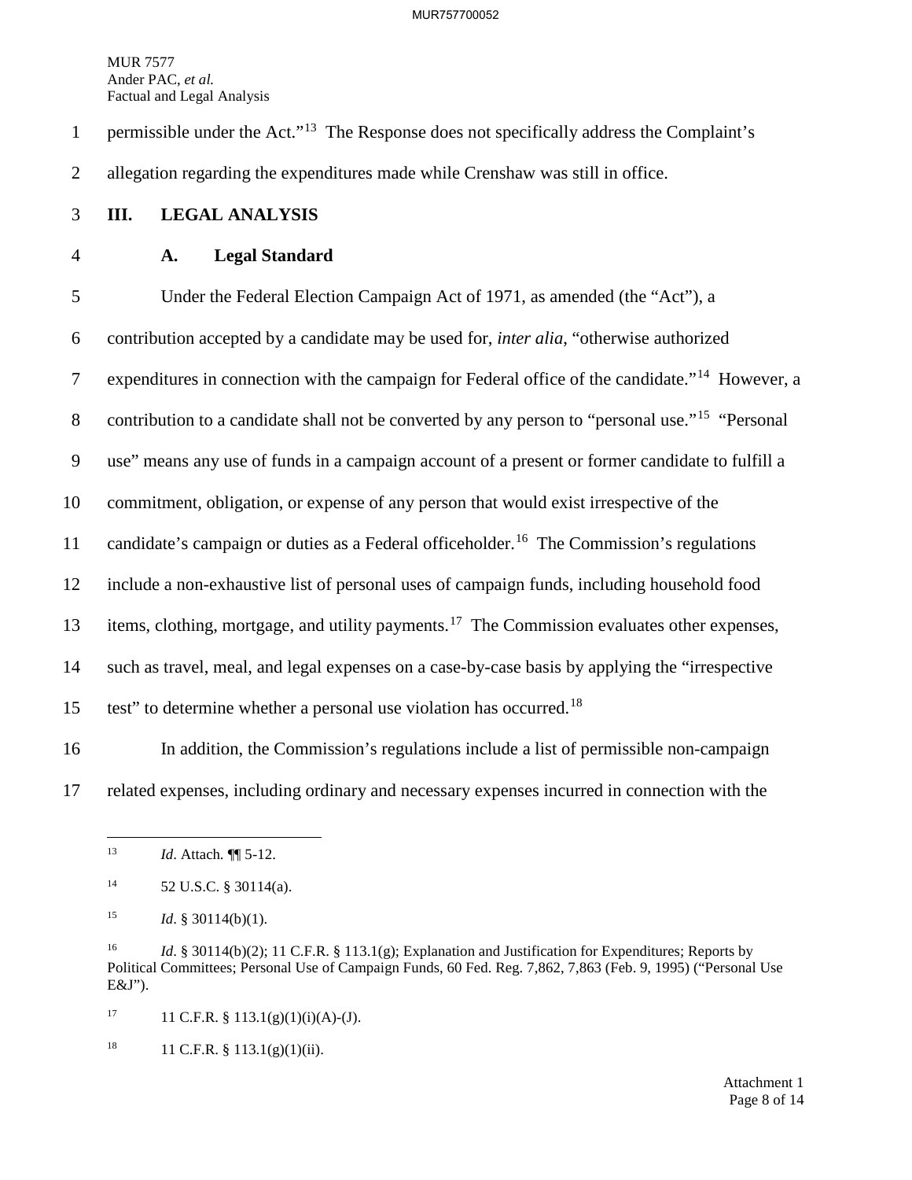permissible under the Act."[13] The Response does not specifically address the Complaint's allegation regarding the expenditures made while Crenshaw was still in office.

## III. LEGAL ANALYSIS

### A. Legal Standard

Under the Federal Election Campaign Act of 1971, as amended (the "Act"), a contribution accepted by a candidate may be used for, *inter alia*, "otherwise authorized expenditures in connection with the campaign for Federal office of the candidate."[14] However, a contribution to a candidate shall not be converted by any person to "personal use."[15] "Personal use" means any use of funds in a campaign account of a present or former candidate to fulfill a commitment, obligation, or expense of any person that would exist irrespective of the candidate's campaign or duties as a Federal officeholder.[16] The Commission's regulations include a non-exhaustive list of personal uses of campaign funds, including household food items, clothing, mortgage, and utility payments.[17] The Commission evaluates other expenses, such as travel, meal, and legal expenses on a case-by-case basis by applying the "irrespective test" to determine whether a personal use violation has occurred.[18]

In addition, the Commission's regulations include a list of permissible non-campaign related expenses, including ordinary and necessary expenses incurred in connection with the

---

[13] *Id*. Attach. ¶¶ 5-12.

[14] 52 U.S.C. § 30114(a).

[15] *Id*. § 30114(b)(1).

[16] *Id*. § 30114(b)(2); 11 C.F.R. § 113.1(g); Explanation and Justification for Expenditures; Reports by Political Committees; Personal Use of Campaign Funds, 60 Fed. Reg. 7,862, 7,863 (Feb. 9, 1995) ("Personal Use E&J").

[17] 11 C.F.R. § 113.1(g)(1)(i)(A)-(J).

[18] 11 C.F.R. § 113.1(g)(1)(ii).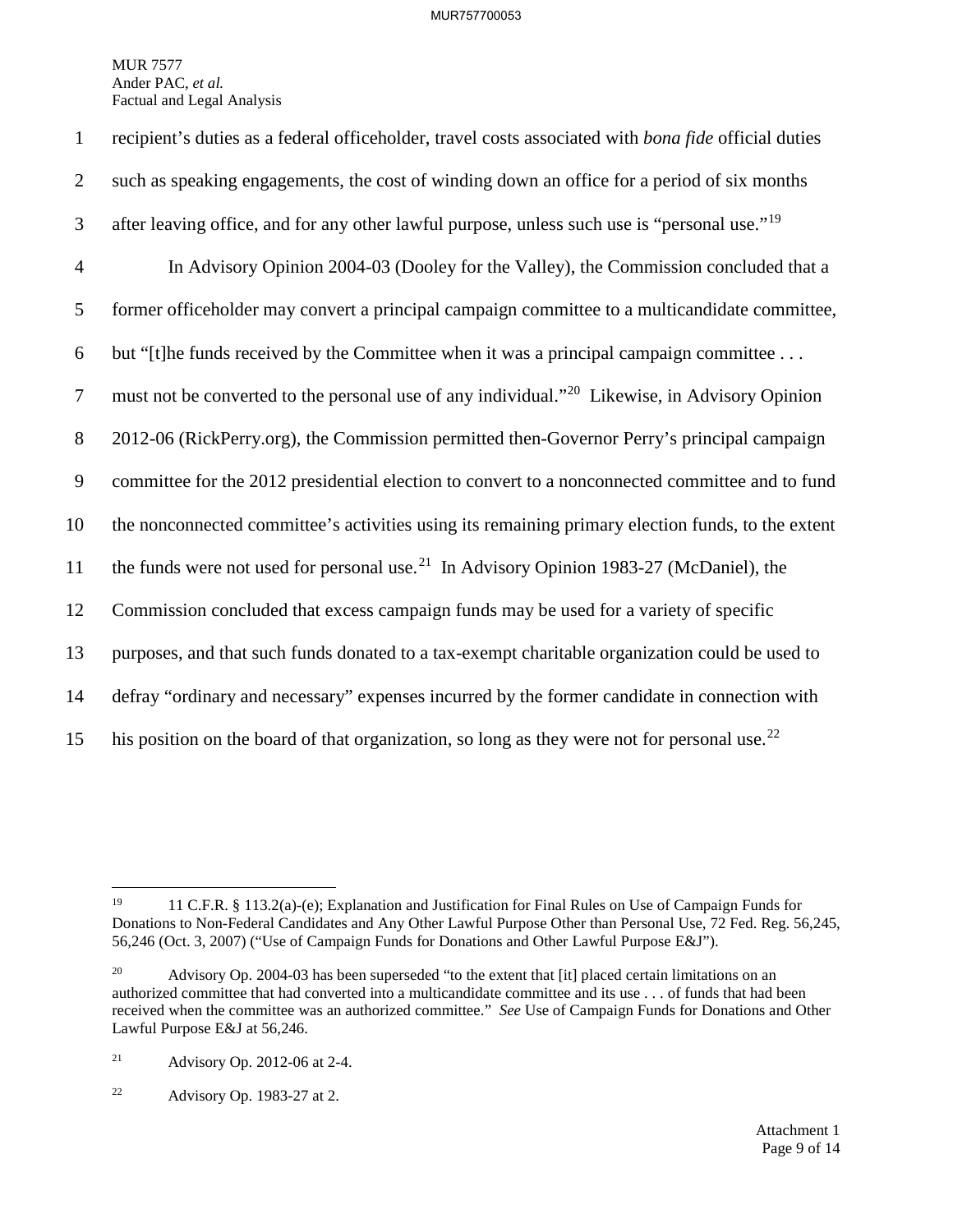recipient's duties as a federal officeholder, travel costs associated with *bona fide* official duties such as speaking engagements, the cost of winding down an office for a period of six months after leaving office, and for any other lawful purpose, unless such use is "personal use."[19]

In Advisory Opinion 2004-03 (Dooley for the Valley), the Commission concluded that a former officeholder may convert a principal campaign committee to a multicandidate committee, but "[t]he funds received by the Committee when it was a principal campaign committee . . . must not be converted to the personal use of any individual."[20] Likewise, in Advisory Opinion 2012-06 (RickPerry.org), the Commission permitted then-Governor Perry's principal campaign committee for the 2012 presidential election to convert to a nonconnected committee and to fund the nonconnected committee's activities using its remaining primary election funds, to the extent the funds were not used for personal use.[21] In Advisory Opinion 1983-27 (McDaniel), the Commission concluded that excess campaign funds may be used for a variety of specific purposes, and that such funds donated to a tax-exempt charitable organization could be used to defray "ordinary and necessary" expenses incurred by the former candidate in connection with his position on the board of that organization, so long as they were not for personal use.[22]

---

[19] 11 C.F.R. § 113.2(a)-(e); Explanation and Justification for Final Rules on Use of Campaign Funds for Donations to Non-Federal Candidates and Any Other Lawful Purpose Other than Personal Use, 72 Fed. Reg. 56,245, 56,246 (Oct. 3, 2007) ("Use of Campaign Funds for Donations and Other Lawful Purpose E&J").

[20] Advisory Op. 2004-03 has been superseded "to the extent that [it] placed certain limitations on an authorized committee that had converted into a multicandidate committee and its use . . . of funds that had been received when the committee was an authorized committee." *See* Use of Campaign Funds for Donations and Other Lawful Purpose E&J at 56,246.

[21] Advisory Op. 2012-06 at 2-4.

[22] Advisory Op. 1983-27 at 2.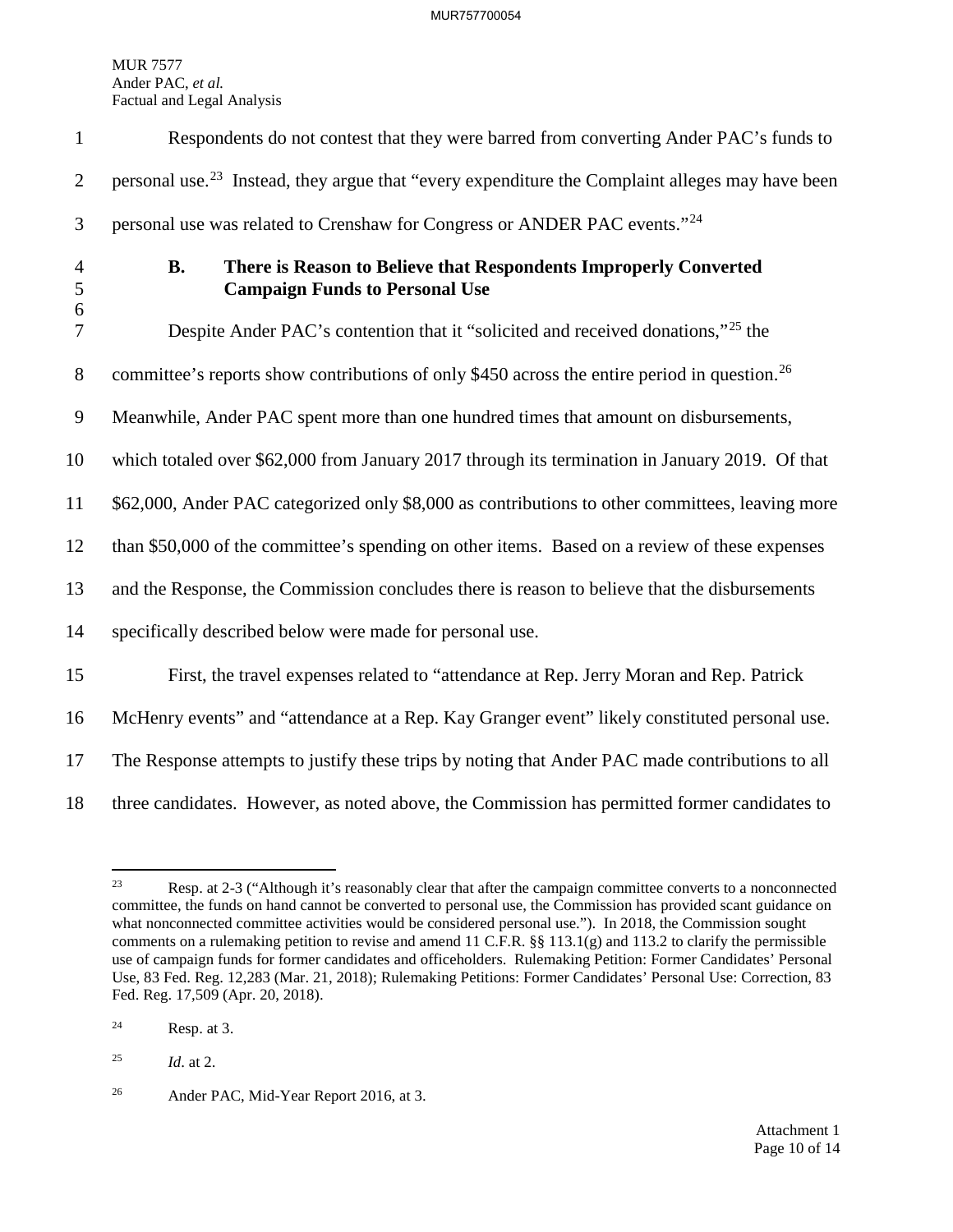Respondents do not contest that they were barred from converting Ander PAC's funds to personal use.[23] Instead, they argue that "every expenditure the Complaint alleges may have been personal use was related to Crenshaw for Congress or ANDER PAC events."[24]

### B. There is Reason to Believe that Respondents Improperly Converted Campaign Funds to Personal Use

Despite Ander PAC's contention that it "solicited and received donations,"[25] the committee's reports show contributions of only $450 across the entire period in question.[26] Meanwhile, Ander PAC spent more than one hundred times that amount on disbursements, which totaled over $62,000 from January 2017 through its termination in January 2019. Of that $62,000, Ander PAC categorized only $8,000 as contributions to other committees, leaving more than $50,000 of the committee's spending on other items. Based on a review of these expenses and the Response, the Commission concludes there is reason to believe that the disbursements specifically described below were made for personal use.

First, the travel expenses related to "attendance at Rep. Jerry Moran and Rep. Patrick McHenry events" and "attendance at a Rep. Kay Granger event" likely constituted personal use. The Response attempts to justify these trips by noting that Ander PAC made contributions to all three candidates. However, as noted above, the Commission has permitted former candidates to

---

[23] Resp. at 2-3 ("Although it's reasonably clear that after the campaign committee converts to a nonconnected committee, the funds on hand cannot be converted to personal use, the Commission has provided scant guidance on what nonconnected committee activities would be considered personal use."). In 2018, the Commission sought comments on a rulemaking petition to revise and amend 11 C.F.R. §§ 113.1(g) and 113.2 to clarify the permissible use of campaign funds for former candidates and officeholders. Rulemaking Petition: Former Candidates' Personal Use, 83 Fed. Reg. 12,283 (Mar. 21, 2018); Rulemaking Petitions: Former Candidates' Personal Use: Correction, 83 Fed. Reg. 17,509 (Apr. 20, 2018).

[24] Resp. at 3.

[25] *Id*. at 2.

[26] Ander PAC, Mid-Year Report 2016, at 3.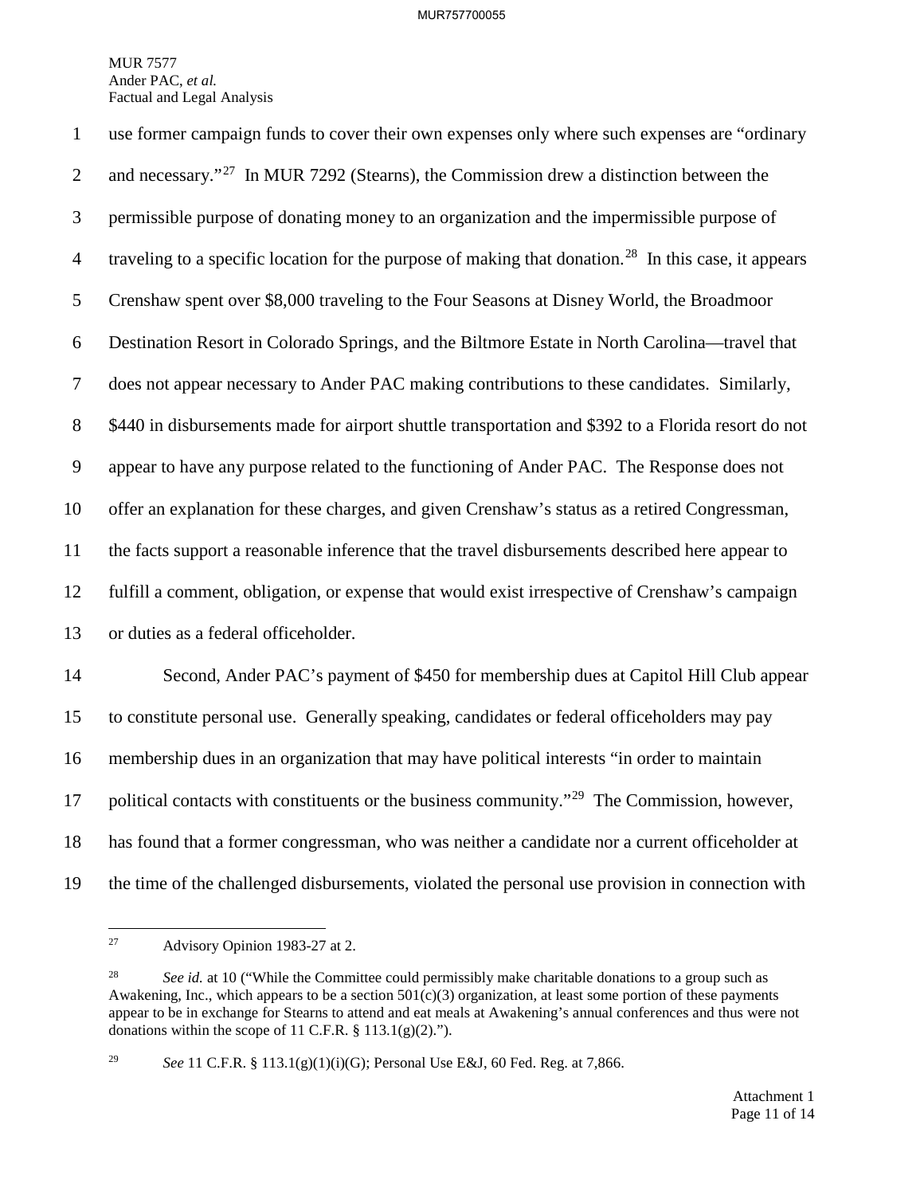use former campaign funds to cover their own expenses only where such expenses are "ordinary and necessary."[27] In MUR 7292 (Stearns), the Commission drew a distinction between the permissible purpose of donating money to an organization and the impermissible purpose of traveling to a specific location for the purpose of making that donation.[28] In this case, it appears Crenshaw spent over $8,000 traveling to the Four Seasons at Disney World, the Broadmoor Destination Resort in Colorado Springs, and the Biltmore Estate in North Carolina—travel that does not appear necessary to Ander PAC making contributions to these candidates. Similarly, $440 in disbursements made for airport shuttle transportation and $392 to a Florida resort do not appear to have any purpose related to the functioning of Ander PAC. The Response does not offer an explanation for these charges, and given Crenshaw's status as a retired Congressman, the facts support a reasonable inference that the travel disbursements described here appear to fulfill a comment, obligation, or expense that would exist irrespective of Crenshaw's campaign or duties as a federal officeholder.

Second, Ander PAC's payment of $450 for membership dues at Capitol Hill Club appear to constitute personal use. Generally speaking, candidates or federal officeholders may pay membership dues in an organization that may have political interests "in order to maintain political contacts with constituents or the business community."[29] The Commission, however, has found that a former congressman, who was neither a candidate nor a current officeholder at the time of the challenged disbursements, violated the personal use provision in connection with

---

[27] Advisory Opinion 1983-27 at 2.

[28] *See id.* at 10 ("While the Committee could permissibly make charitable donations to a group such as Awakening, Inc., which appears to be a section 501(c)(3) organization, at least some portion of these payments appear to be in exchange for Stearns to attend and eat meals at Awakening's annual conferences and thus were not donations within the scope of 11 C.F.R. § 113.1(g)(2).").

[29] *See* 11 C.F.R. § 113.1(g)(1)(i)(G); Personal Use E&J, 60 Fed. Reg. at 7,866.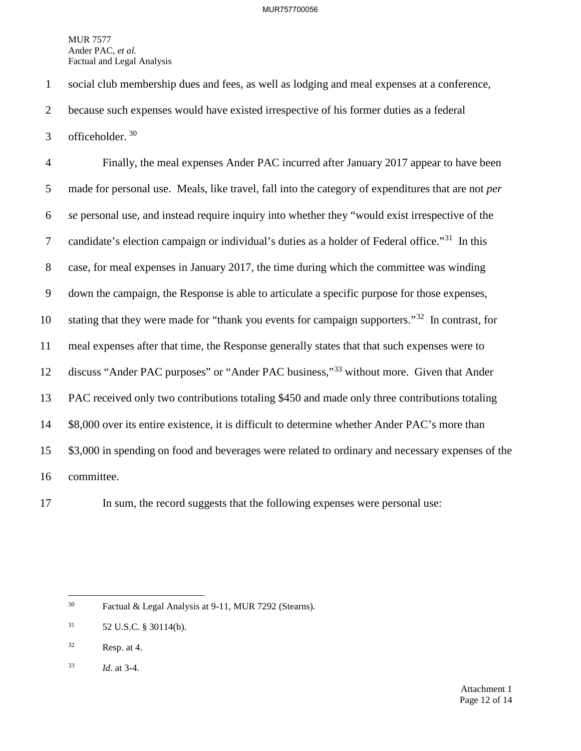social club membership dues and fees, as well as lodging and meal expenses at a conference, because such expenses would have existed irrespective of his former duties as a federal officeholder.[30]

Finally, the meal expenses Ander PAC incurred after January 2017 appear to have been made for personal use. Meals, like travel, fall into the category of expenditures that are not *per se* personal use, and instead require inquiry into whether they "would exist irrespective of the candidate's election campaign or individual's duties as a holder of Federal office."[31] In this case, for meal expenses in January 2017, the time during which the committee was winding down the campaign, the Response is able to articulate a specific purpose for those expenses, stating that they were made for "thank you events for campaign supporters."[32] In contrast, for meal expenses after that time, the Response generally states that that such expenses were to discuss "Ander PAC purposes" or "Ander PAC business,"[33] without more. Given that Ander PAC received only two contributions totaling $450 and made only three contributions totaling $8,000 over its entire existence, it is difficult to determine whether Ander PAC's more than $3,000 in spending on food and beverages were related to ordinary and necessary expenses of the committee.

In sum, the record suggests that the following expenses were personal use:

---

[30] Factual & Legal Analysis at 9-11, MUR 7292 (Stearns).

[31] 52 U.S.C. § 30114(b).

[32] Resp. at 4.

[33] *Id*. at 3-4.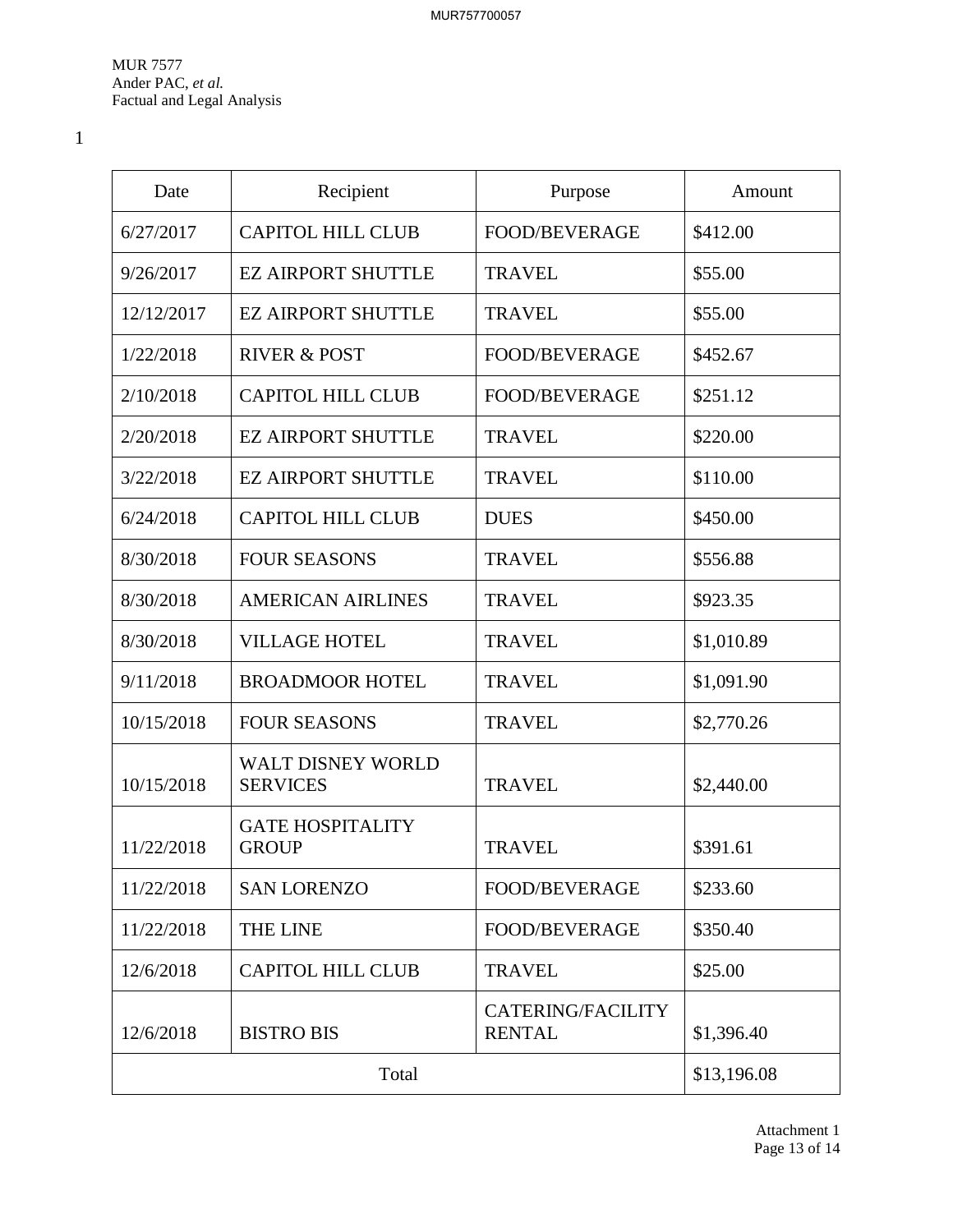| Date | Recipient | Purpose | Amount |
|---|---|---|---|
| 6/27/2017 | CAPITOL HILL CLUB | FOOD/BEVERAGE | $412.00 |
| 9/26/2017 | EZ AIRPORT SHUTTLE | TRAVEL | $55.00 |
| 12/12/2017 | EZ AIRPORT SHUTTLE | TRAVEL | $55.00 |
| 1/22/2018 | RIVER & POST | FOOD/BEVERAGE | $452.67 |
| 2/10/2018 | CAPITOL HILL CLUB | FOOD/BEVERAGE | $251.12 |
| 2/20/2018 | EZ AIRPORT SHUTTLE | TRAVEL | $220.00 |
| 3/22/2018 | EZ AIRPORT SHUTTLE | TRAVEL | $110.00 |
| 6/24/2018 | CAPITOL HILL CLUB | DUES | $450.00 |
| 8/30/2018 | FOUR SEASONS | TRAVEL | $556.88 |
| 8/30/2018 | AMERICAN AIRLINES | TRAVEL | $923.35 |
| 8/30/2018 | VILLAGE HOTEL | TRAVEL | $1,010.89 |
| 9/11/2018 | BROADMOOR HOTEL | TRAVEL | $1,091.90 |
| 10/15/2018 | FOUR SEASONS | TRAVEL | $2,770.26 |
| 10/15/2018 | WALT DISNEY WORLD SERVICES | TRAVEL | $2,440.00 |
| 11/22/2018 | GATE HOSPITALITY GROUP | TRAVEL | $391.61 |
| 11/22/2018 | SAN LORENZO | FOOD/BEVERAGE | $233.60 |
| 11/22/2018 | THE LINE | FOOD/BEVERAGE | $350.40 |
| 12/6/2018 | CAPITOL HILL CLUB | TRAVEL | $25.00 |
| 12/6/2018 | BISTRO BIS | CATERING/FACILITY RENTAL | $1,396.40 |
| Total | | | $13,196.08 |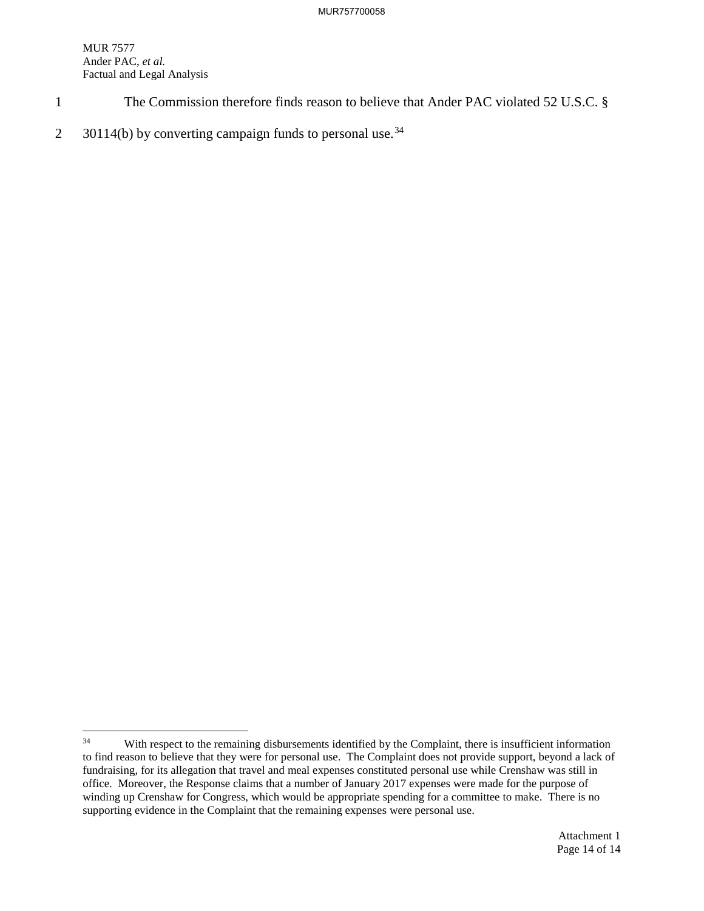The Commission therefore finds reason to believe that Ander PAC violated 52 U.S.C. § 30114(b) by converting campaign funds to personal use.[34]

---

[34] With respect to the remaining disbursements identified by the Complaint, there is insufficient information to find reason to believe that they were for personal use. The Complaint does not provide support, beyond a lack of fundraising, for its allegation that travel and meal expenses constituted personal use while Crenshaw was still in office. Moreover, the Response claims that a number of January 2017 expenses were made for the purpose of winding up Crenshaw for Congress, which would be appropriate spending for a committee to make. There is no supporting evidence in the Complaint that the remaining expenses were personal use.